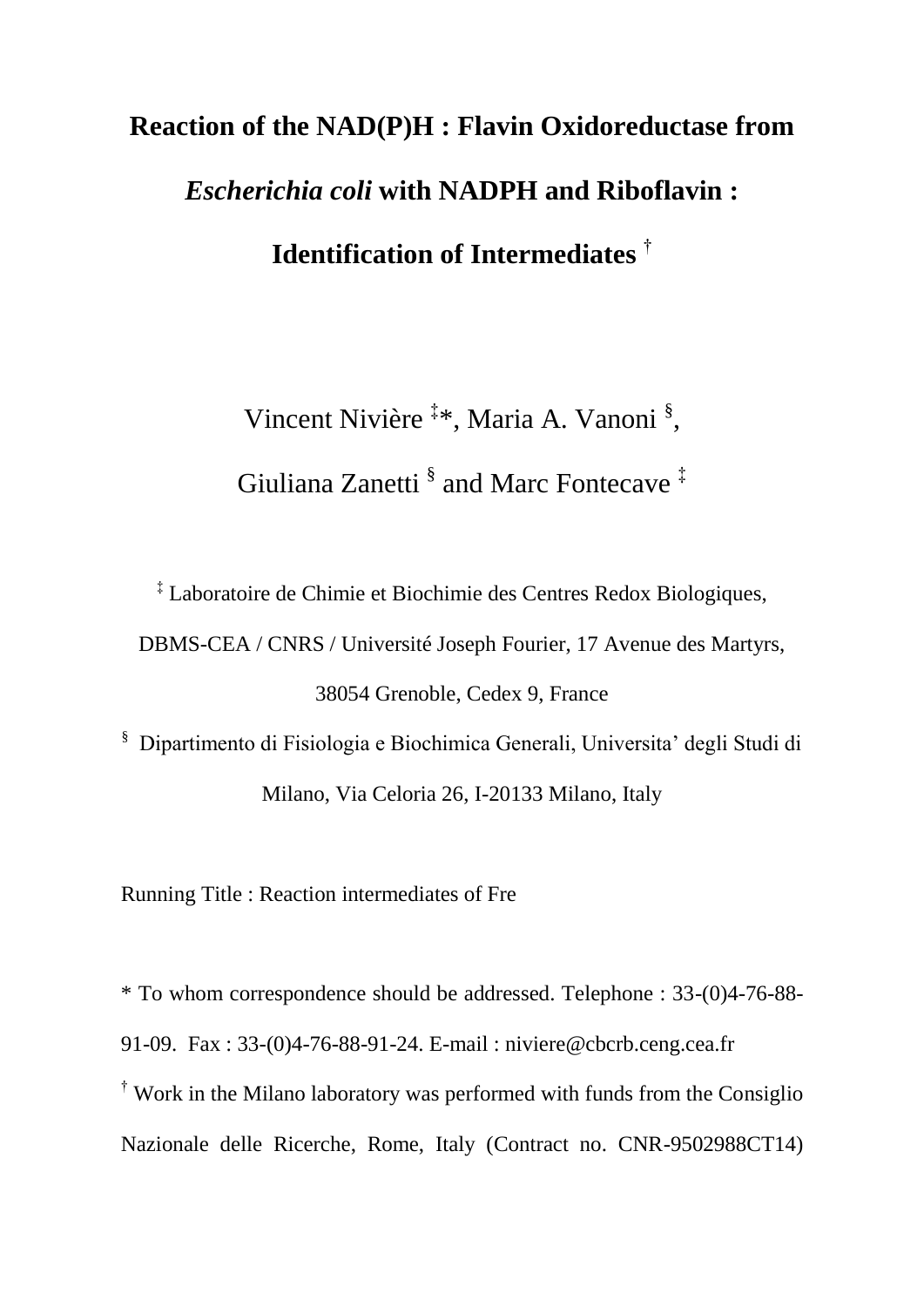# Reaction of the NAD(P)H : Flavin Oxidoreductase from *Escherichia coli* with NADPH and Riboflavin : Identification of Intermediates [†]

Vincent Nivière [‡]*, Maria A. Vanoni [§],

Giuliana Zanetti [§] and Marc Fontecave [‡]

[‡] Laboratoire de Chimie et Biochimie des Centres Redox Biologiques, DBMS-CEA / CNRS / Université Joseph Fourier, 17 Avenue des Martyrs, 38054 Grenoble, Cedex 9, France

[§] Dipartimento di Fisiologia e Biochimica Generali, Universita' degli Studi di Milano, Via Celoria 26, I-20133 Milano, Italy

Running Title : Reaction intermediates of Fre

\* To whom correspondence should be addressed. Telephone : 33-(0)4-76-88-91-09. Fax : 33-(0)4-76-88-91-24. E-mail : niviere@cbcrb.ceng.cea.fr

[†] Work in the Milano laboratory was performed with funds from the Consiglio Nazionale delle Ricerche, Rome, Italy (Contract no. CNR-9502988CT14)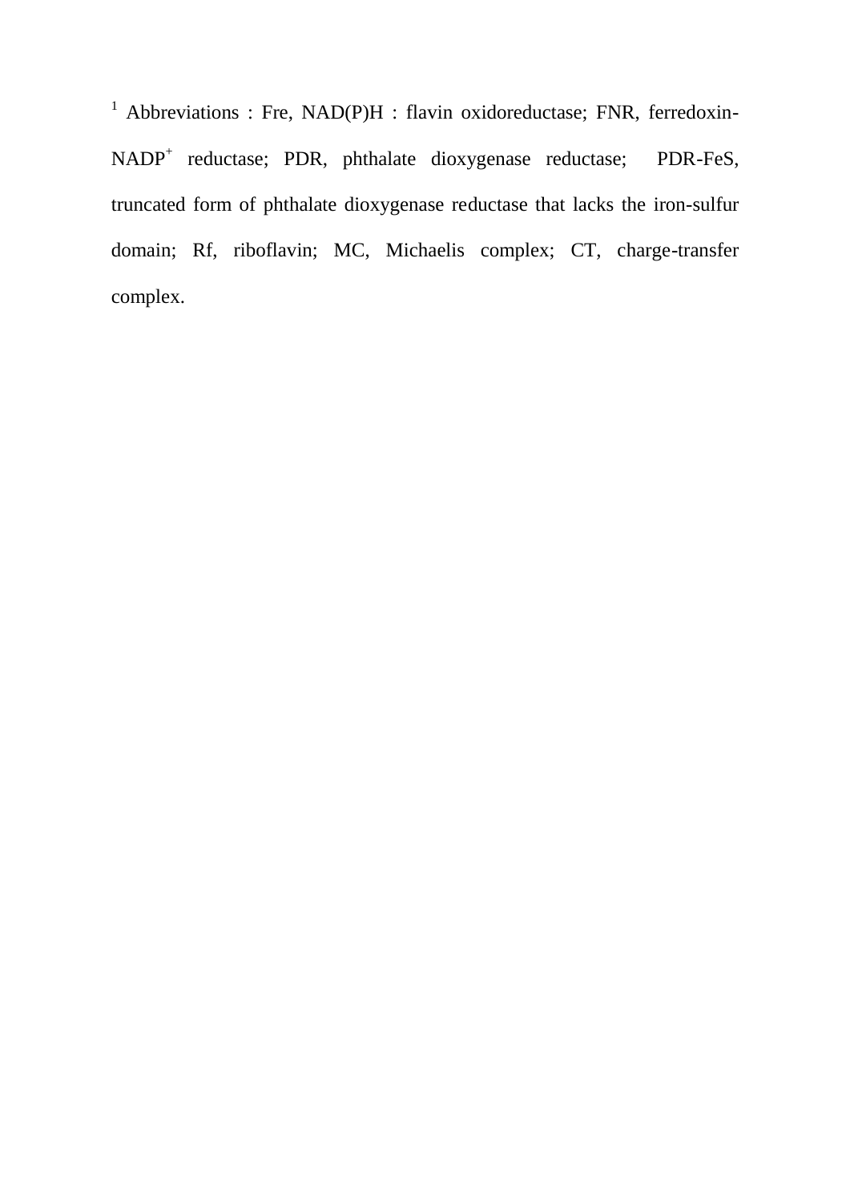[1] Abbreviations : Fre, NAD(P)H : flavin oxidoreductase; FNR, ferredoxin-$NADP^+$ reductase; PDR, phthalate dioxygenase reductase; PDR-FeS, truncated form of phthalate dioxygenase reductase that lacks the iron-sulfur domain; Rf, riboflavin; MC, Michaelis complex; CT, charge-transfer complex.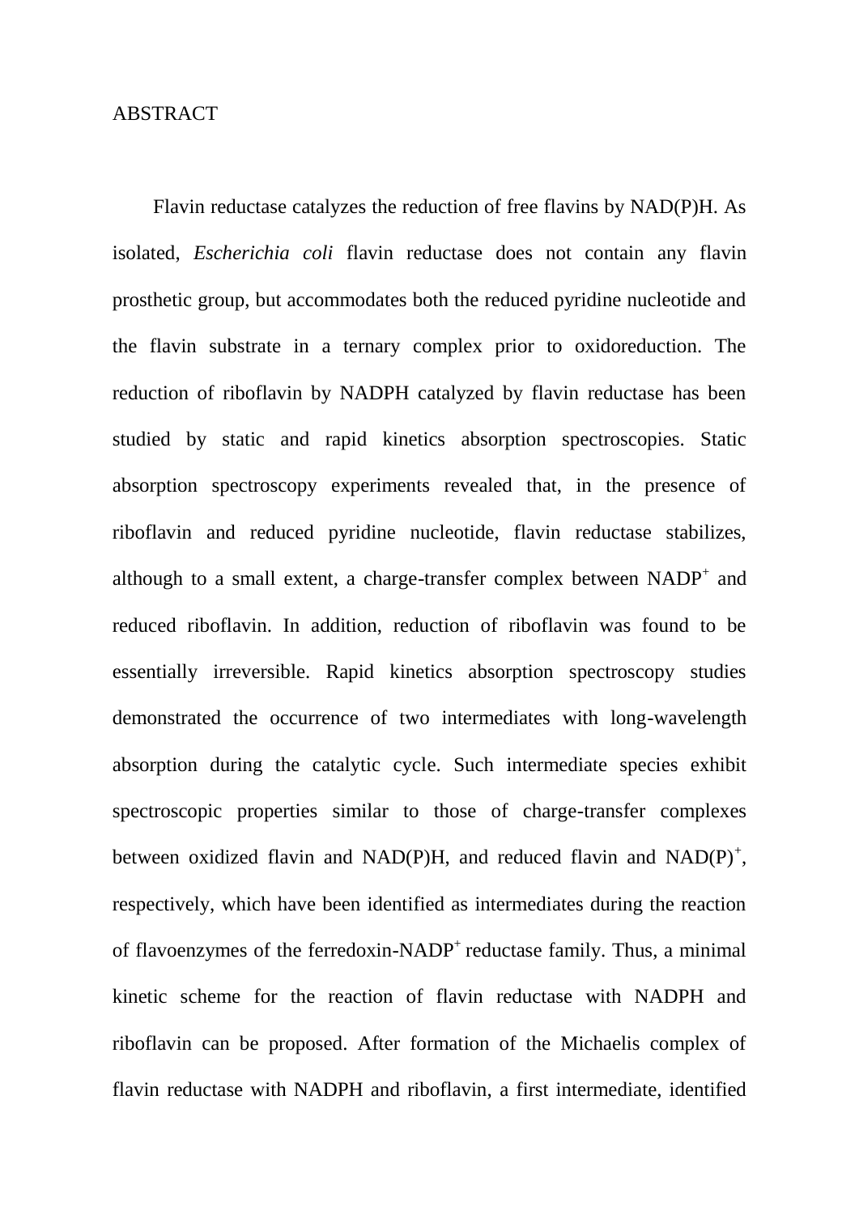ABSTRACT

Flavin reductase catalyzes the reduction of free flavins by NAD(P)H. As isolated, *Escherichia coli* flavin reductase does not contain any flavin prosthetic group, but accommodates both the reduced pyridine nucleotide and the flavin substrate in a ternary complex prior to oxidoreduction. The reduction of riboflavin by NADPH catalyzed by flavin reductase has been studied by static and rapid kinetics absorption spectroscopies. Static absorption spectroscopy experiments revealed that, in the presence of riboflavin and reduced pyridine nucleotide, flavin reductase stabilizes, although to a small extent, a charge-transfer complex between $NADP^+$ and reduced riboflavin. In addition, reduction of riboflavin was found to be essentially irreversible. Rapid kinetics absorption spectroscopy studies demonstrated the occurrence of two intermediates with long-wavelength absorption during the catalytic cycle. Such intermediate species exhibit spectroscopic properties similar to those of charge-transfer complexes between oxidized flavin and NAD(P)H, and reduced flavin and $NAD(P)^+$, respectively, which have been identified as intermediates during the reaction of flavoenzymes of the ferredoxin-$NADP^+$ reductase family. Thus, a minimal kinetic scheme for the reaction of flavin reductase with NADPH and riboflavin can be proposed. After formation of the Michaelis complex of flavin reductase with NADPH and riboflavin, a first intermediate, identified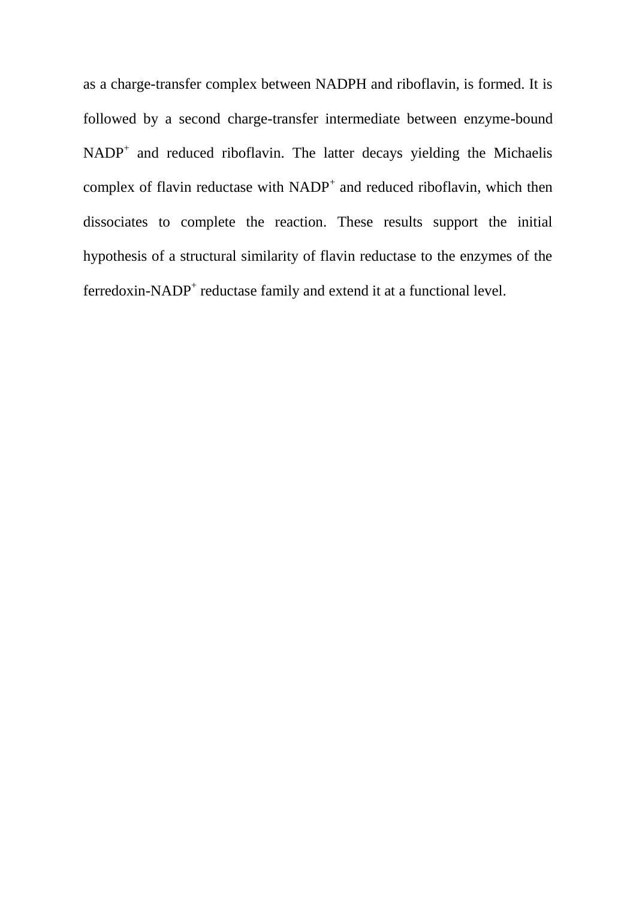as a charge-transfer complex between NADPH and riboflavin, is formed. It is followed by a second charge-transfer intermediate between enzyme-bound $NADP^+$ and reduced riboflavin. The latter decays yielding the Michaelis complex of flavin reductase with $NADP^+$ and reduced riboflavin, which then dissociates to complete the reaction. These results support the initial hypothesis of a structural similarity of flavin reductase to the enzymes of the ferredoxin-$NADP^+$ reductase family and extend it at a functional level.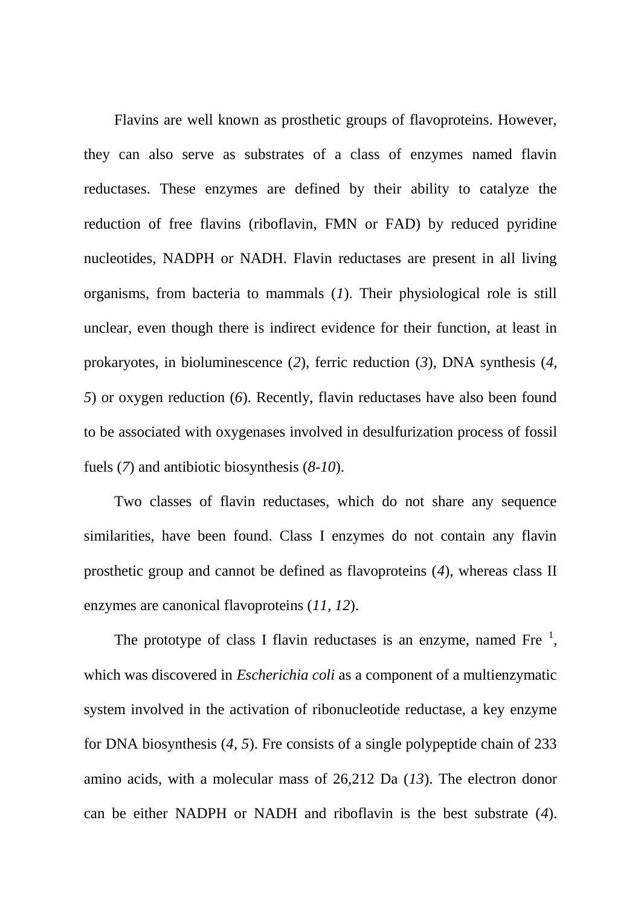Flavins are well known as prosthetic groups of flavoproteins. However, they can also serve as substrates of a class of enzymes named flavin reductases. These enzymes are defined by their ability to catalyze the reduction of free flavins (riboflavin, FMN or FAD) by reduced pyridine nucleotides, NADPH or NADH. Flavin reductases are present in all living organisms, from bacteria to mammals (*1*). Their physiological role is still unclear, even though there is indirect evidence for their function, at least in prokaryotes, in bioluminescence (*2*), ferric reduction (*3*), DNA synthesis (*4, 5*) or oxygen reduction (*6*). Recently, flavin reductases have also been found to be associated with oxygenases involved in desulfurization process of fossil fuels (*7*) and antibiotic biosynthesis (*8-10*).

Two classes of flavin reductases, which do not share any sequence similarities, have been found. Class I enzymes do not contain any flavin prosthetic group and cannot be defined as flavoproteins (*4*), whereas class II enzymes are canonical flavoproteins (*11, 12*).

The prototype of class I flavin reductases is an enzyme, named Fre [1], which was discovered in *Escherichia coli* as a component of a multienzymatic system involved in the activation of ribonucleotide reductase, a key enzyme for DNA biosynthesis (*4, 5*). Fre consists of a single polypeptide chain of 233 amino acids, with a molecular mass of 26,212 Da (*13*). The electron donor can be either NADPH or NADH and riboflavin is the best substrate (*4*).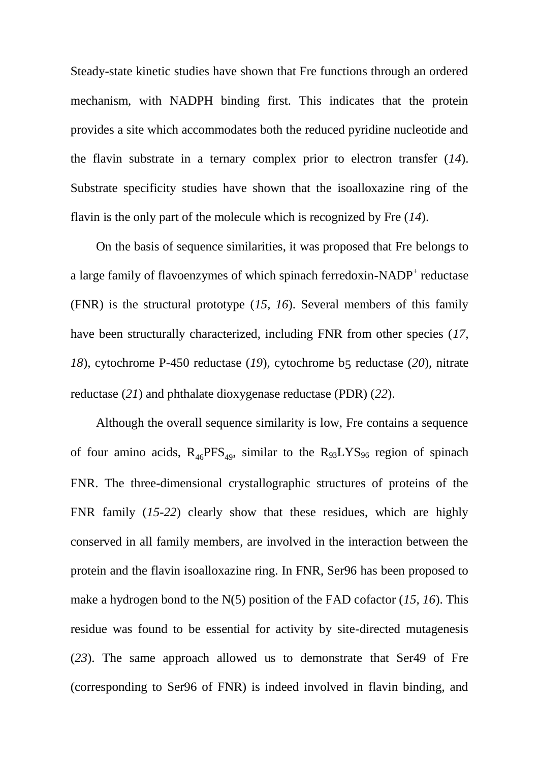Steady-state kinetic studies have shown that Fre functions through an ordered mechanism, with NADPH binding first. This indicates that the protein provides a site which accommodates both the reduced pyridine nucleotide and the flavin substrate in a ternary complex prior to electron transfer (*14*). Substrate specificity studies have shown that the isoalloxazine ring of the flavin is the only part of the molecule which is recognized by Fre (*14*).

On the basis of sequence similarities, it was proposed that Fre belongs to a large family of flavoenzymes of which spinach ferredoxin-NADP$^+$ reductase (FNR) is the structural prototype (*15, 16*). Several members of this family have been structurally characterized, including FNR from other species (*17, 18*), cytochrome P-450 reductase (*19*), cytochrome b$_5$ reductase (*20*), nitrate reductase (*21*) and phthalate dioxygenase reductase (PDR) (*22*).

Although the overall sequence similarity is low, Fre contains a sequence of four amino acids, $R_{46}PFS_{49}$, similar to the $R_{93}LYS_{96}$ region of spinach FNR. The three-dimensional crystallographic structures of proteins of the FNR family (*15-22*) clearly show that these residues, which are highly conserved in all family members, are involved in the interaction between the protein and the flavin isoalloxazine ring. In FNR, Ser96 has been proposed to make a hydrogen bond to the N(5) position of the FAD cofactor (*15, 16*). This residue was found to be essential for activity by site-directed mutagenesis (*23*). The same approach allowed us to demonstrate that Ser49 of Fre (corresponding to Ser96 of FNR) is indeed involved in flavin binding, and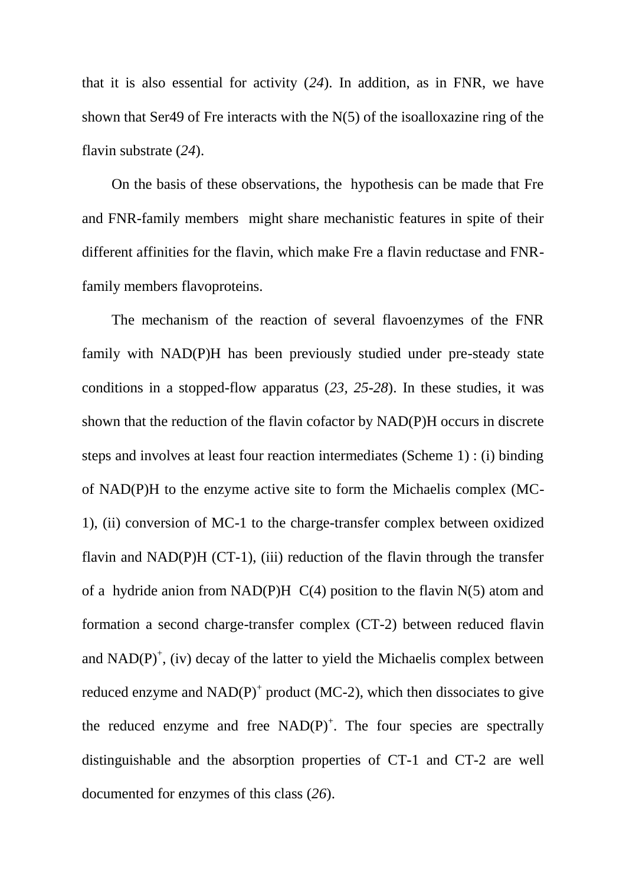that it is also essential for activity (*24*). In addition, as in FNR, we have shown that Ser49 of Fre interacts with the N(5) of the isoalloxazine ring of the flavin substrate (*24*).

On the basis of these observations, the hypothesis can be made that Fre and FNR-family members might share mechanistic features in spite of their different affinities for the flavin, which make Fre a flavin reductase and FNR-family members flavoproteins.

The mechanism of the reaction of several flavoenzymes of the FNR family with NAD(P)H has been previously studied under pre-steady state conditions in a stopped-flow apparatus (*23, 25-28*). In these studies, it was shown that the reduction of the flavin cofactor by NAD(P)H occurs in discrete steps and involves at least four reaction intermediates (Scheme 1) : (i) binding of NAD(P)H to the enzyme active site to form the Michaelis complex (MC-1), (ii) conversion of MC-1 to the charge-transfer complex between oxidized flavin and NAD(P)H (CT-1), (iii) reduction of the flavin through the transfer of a hydride anion from NAD(P)H C(4) position to the flavin N(5) atom and formation a second charge-transfer complex (CT-2) between reduced flavin and $NAD(P)^+$, (iv) decay of the latter to yield the Michaelis complex between reduced enzyme and $NAD(P)^+$ product (MC-2), which then dissociates to give the reduced enzyme and free $NAD(P)^+$. The four species are spectrally distinguishable and the absorption properties of CT-1 and CT-2 are well documented for enzymes of this class (*26*).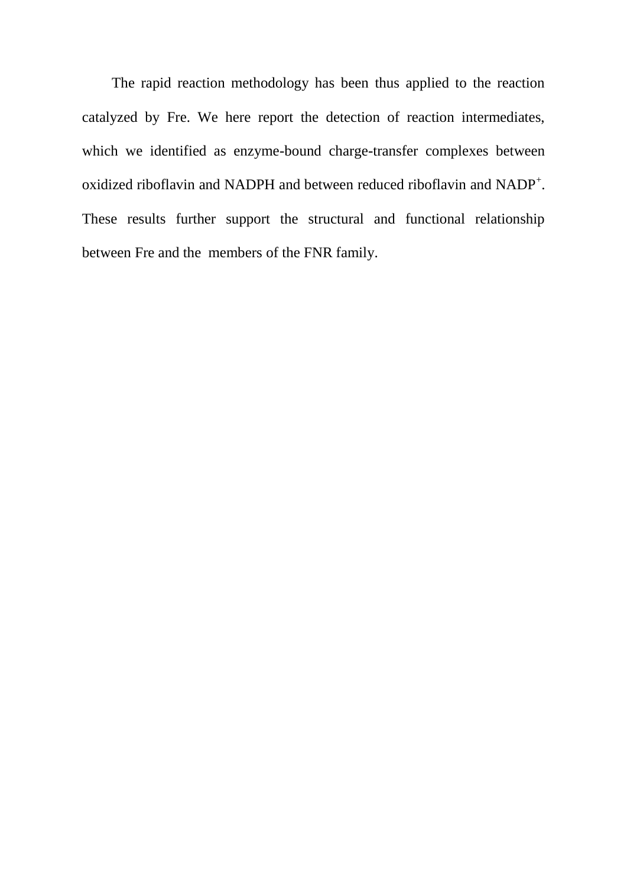The rapid reaction methodology has been thus applied to the reaction catalyzed by Fre. We here report the detection of reaction intermediates, which we identified as enzyme-bound charge-transfer complexes between oxidized riboflavin and NADPH and between reduced riboflavin and $NADP^+$. These results further support the structural and functional relationship between Fre and the members of the FNR family.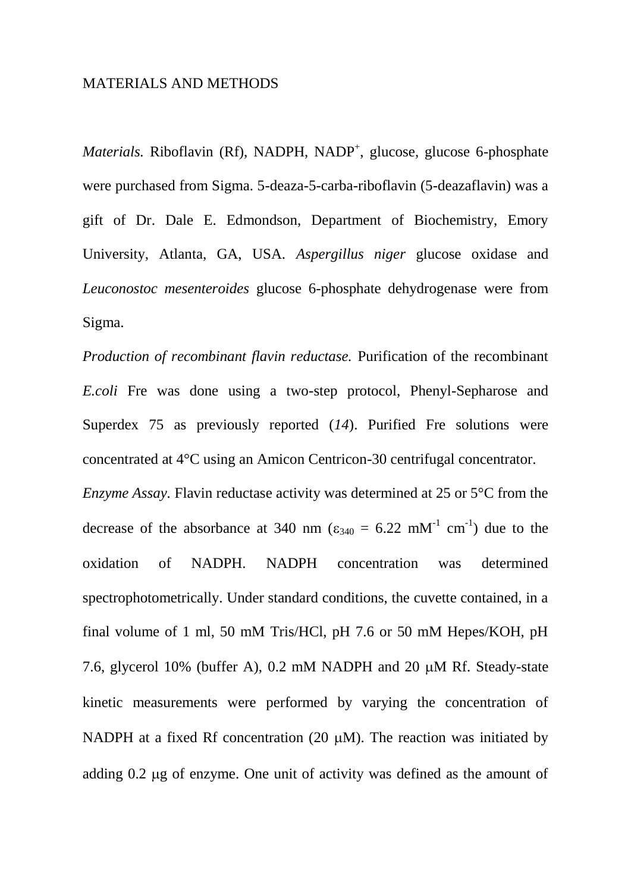# MATERIALS AND METHODS

*Materials.* Riboflavin (Rf), NADPH, $NADP^+$, glucose, glucose 6-phosphate were purchased from Sigma. 5-deaza-5-carba-riboflavin (5-deazaflavin) was a gift of Dr. Dale E. Edmondson, Department of Biochemistry, Emory University, Atlanta, GA, USA. *Aspergillus niger* glucose oxidase and *Leuconostoc mesenteroides* glucose 6-phosphate dehydrogenase were from Sigma.

*Production of recombinant flavin reductase.* Purification of the recombinant *E.coli* Fre was done using a two-step protocol, Phenyl-Sepharose and Superdex 75 as previously reported (*14*). Purified Fre solutions were concentrated at 4°C using an Amicon Centricon-30 centrifugal concentrator.

*Enzyme Assay.* Flavin reductase activity was determined at 25 or 5°C from the decrease of the absorbance at 340 nm ($\varepsilon_{340}$ = 6.22 $mM^{-1}$ $cm^{-1}$) due to the oxidation of NADPH. NADPH concentration was determined spectrophotometrically. Under standard conditions, the cuvette contained, in a final volume of 1 ml, 50 mM Tris/HCl, pH 7.6 or 50 mM Hepes/KOH, pH 7.6, glycerol 10% (buffer A), 0.2 mM NADPH and 20 μM Rf. Steady-state kinetic measurements were performed by varying the concentration of NADPH at a fixed Rf concentration (20 μM). The reaction was initiated by adding 0.2 μg of enzyme. One unit of activity was defined as the amount of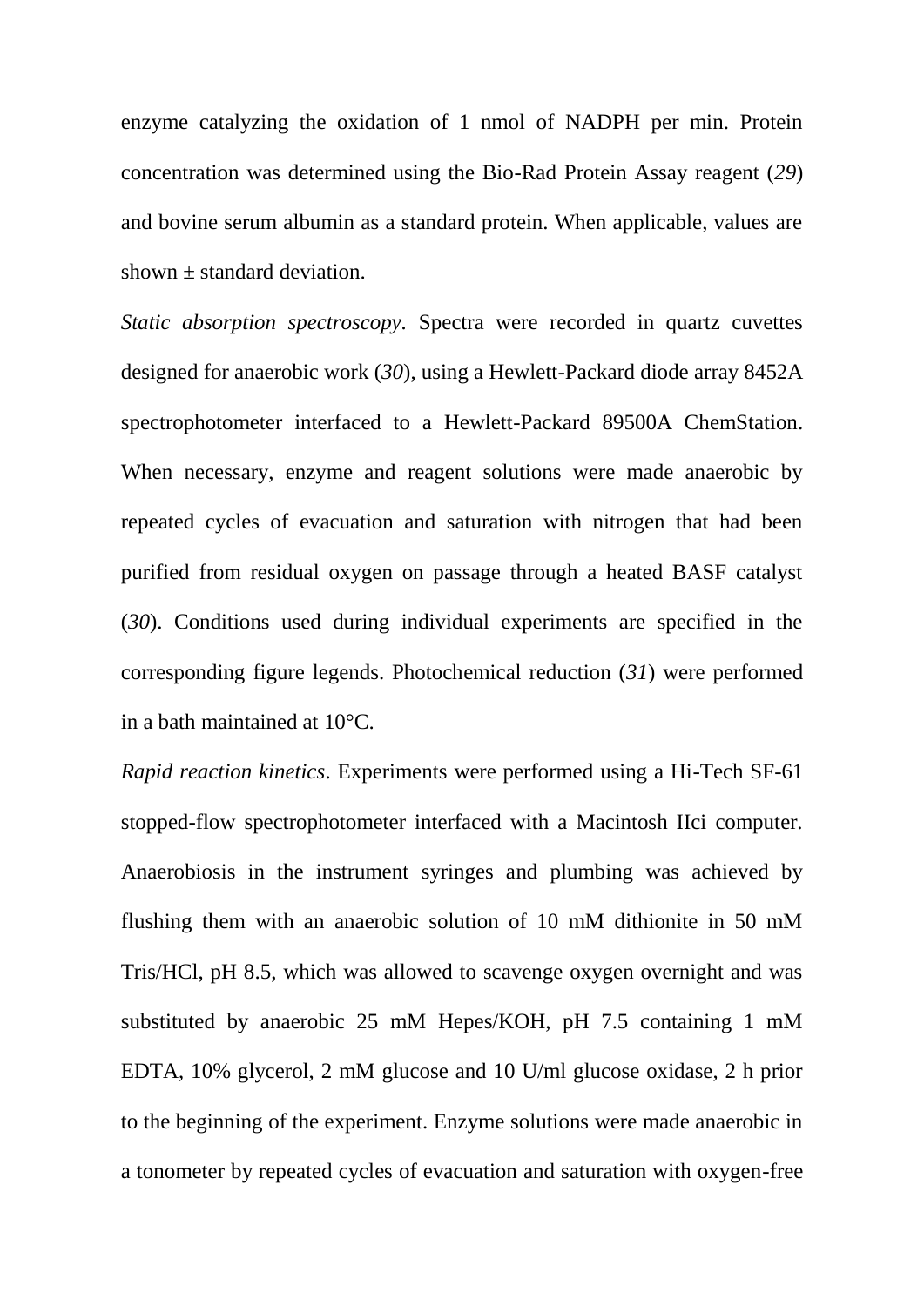enzyme catalyzing the oxidation of 1 nmol of NADPH per min. Protein concentration was determined using the Bio-Rad Protein Assay reagent (*29*) and bovine serum albumin as a standard protein. When applicable, values are shown ± standard deviation.

*Static absorption spectroscopy*. Spectra were recorded in quartz cuvettes designed for anaerobic work (*30*), using a Hewlett-Packard diode array 8452A spectrophotometer interfaced to a Hewlett-Packard 89500A ChemStation. When necessary, enzyme and reagent solutions were made anaerobic by repeated cycles of evacuation and saturation with nitrogen that had been purified from residual oxygen on passage through a heated BASF catalyst (*30*). Conditions used during individual experiments are specified in the corresponding figure legends. Photochemical reduction (*31*) were performed in a bath maintained at 10°C.

*Rapid reaction kinetics*. Experiments were performed using a Hi-Tech SF-61 stopped-flow spectrophotometer interfaced with a Macintosh IIci computer. Anaerobiosis in the instrument syringes and plumbing was achieved by flushing them with an anaerobic solution of 10 mM dithionite in 50 mM Tris/HCl, pH 8.5, which was allowed to scavenge oxygen overnight and was substituted by anaerobic 25 mM Hepes/KOH, pH 7.5 containing 1 mM EDTA, 10% glycerol, 2 mM glucose and 10 U/ml glucose oxidase, 2 h prior to the beginning of the experiment. Enzyme solutions were made anaerobic in a tonometer by repeated cycles of evacuation and saturation with oxygen-free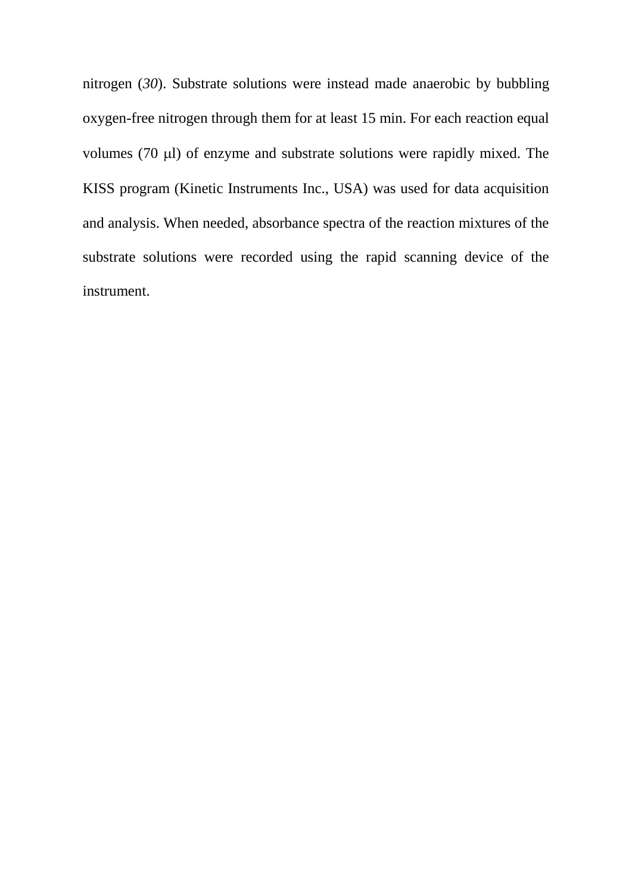nitrogen (*30*). Substrate solutions were instead made anaerobic by bubbling oxygen-free nitrogen through them for at least 15 min. For each reaction equal volumes (70 μl) of enzyme and substrate solutions were rapidly mixed. The KISS program (Kinetic Instruments Inc., USA) was used for data acquisition and analysis. When needed, absorbance spectra of the reaction mixtures of the substrate solutions were recorded using the rapid scanning device of the instrument.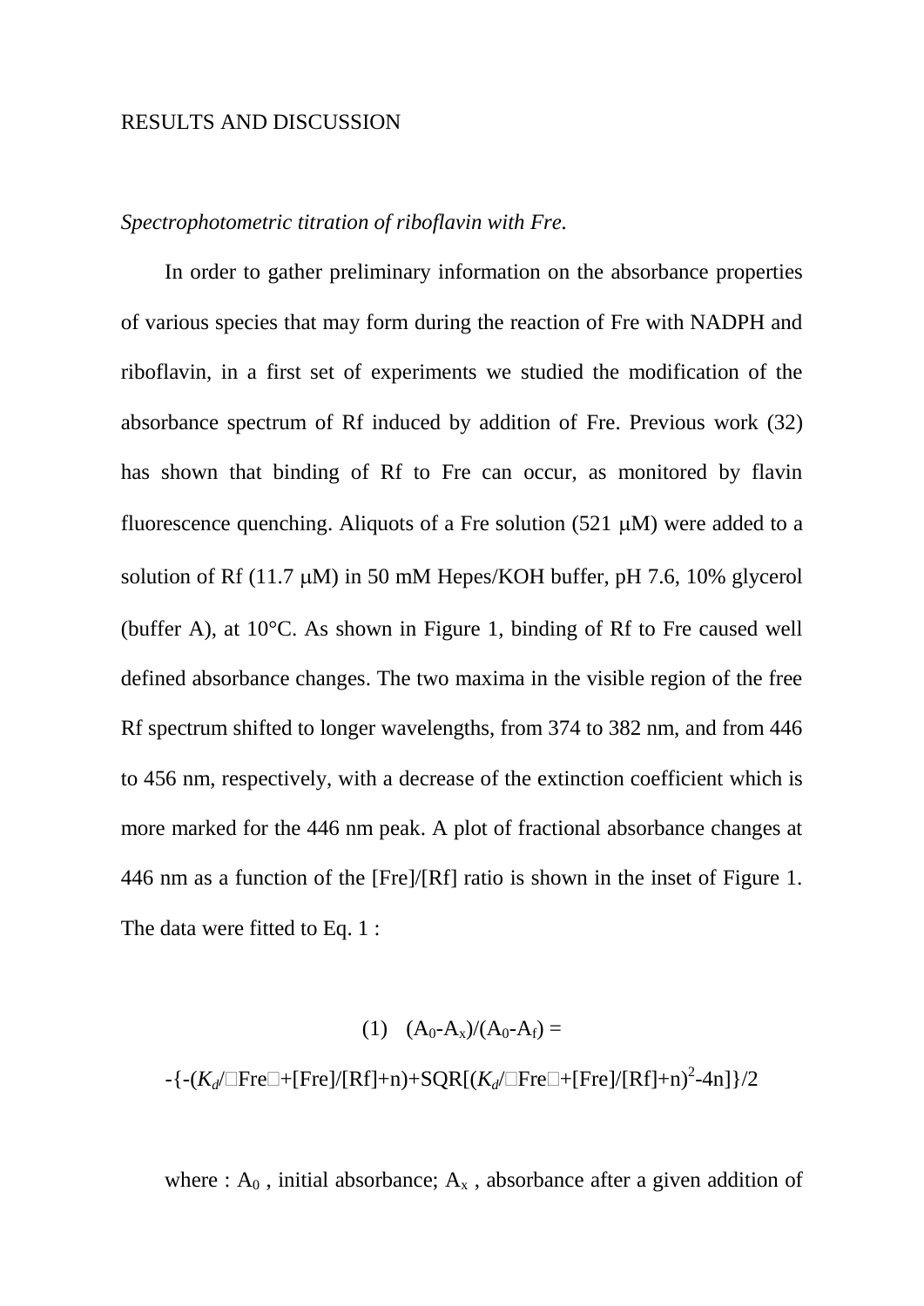## RESULTS AND DISCUSSION

*Spectrophotometric titration of riboflavin with Fre.*

In order to gather preliminary information on the absorbance properties of various species that may form during the reaction of Fre with NADPH and riboflavin, in a first set of experiments we studied the modification of the absorbance spectrum of Rf induced by addition of Fre. Previous work (32) has shown that binding of Rf to Fre can occur, as monitored by flavin fluorescence quenching. Aliquots of a Fre solution (521 μM) were added to a solution of Rf (11.7 μM) in 50 mM Hepes/KOH buffer, pH 7.6, 10% glycerol (buffer A), at 10°C. As shown in Figure 1, binding of Rf to Fre caused well defined absorbance changes. The two maxima in the visible region of the free Rf spectrum shifted to longer wavelengths, from 374 to 382 nm, and from 446 to 456 nm, respectively, with a decrease of the extinction coefficient which is more marked for the 446 nm peak. A plot of fractional absorbance changes at 446 nm as a function of the [Fre]/[Rf] ratio is shown in the inset of Figure 1. The data were fitted to Eq. 1 :

$$(1) \quad (A_0-A_x)/(A_0-A_f) =$$

$$-\{-(K_d/[Fre]+[Fre]/[Rf]+n)+SQR[(K_d/[Fre]+[Fre]/[Rf]+n)^2-4n]\}/2$$

where : $A_0$ , initial absorbance; $A_x$ , absorbance after a given addition of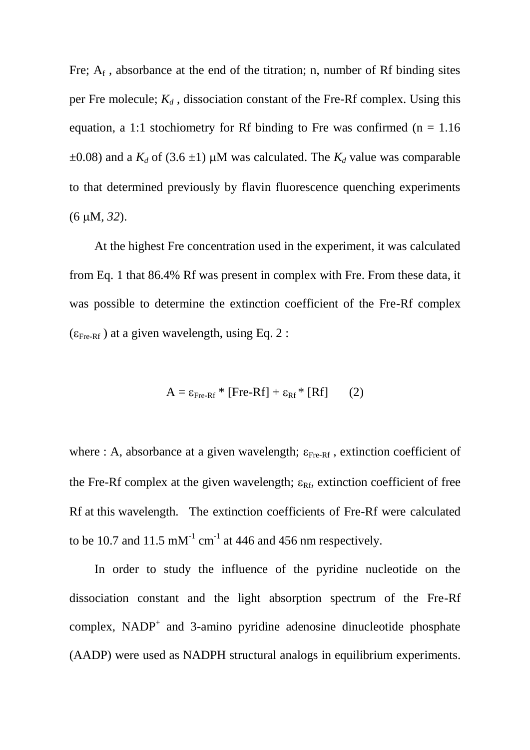Fre; $A_f$ , absorbance at the end of the titration; n, number of Rf binding sites per Fre molecule; $K_d$ , dissociation constant of the Fre-Rf complex. Using this equation, a 1:1 stochiometry for Rf binding to Fre was confirmed (n = 1.16 ±0.08) and a $K_d$ of (3.6 ±1) μM was calculated. The $K_d$ value was comparable to that determined previously by flavin fluorescence quenching experiments (6 μM, *32*).

At the highest Fre concentration used in the experiment, it was calculated from Eq. 1 that 86.4% Rf was present in complex with Fre. From these data, it was possible to determine the extinction coefficient of the Fre-Rf complex ($\varepsilon_{Fre-Rf}$ ) at a given wavelength, using Eq. 2 :

$$A = \varepsilon_{Fre-Rf} * [Fre\text{-}Rf] + \varepsilon_{Rf} * [Rf] \qquad (2)$$

where : A, absorbance at a given wavelength; $\varepsilon_{Fre-Rf}$ , extinction coefficient of the Fre-Rf complex at the given wavelength; $\varepsilon_{Rf}$, extinction coefficient of free Rf at this wavelength. The extinction coefficients of Fre-Rf were calculated to be 10.7 and 11.5 $mM^{-1}\ cm^{-1}$ at 446 and 456 nm respectively.

In order to study the influence of the pyridine nucleotide on the dissociation constant and the light absorption spectrum of the Fre-Rf complex, $NADP^+$ and 3-amino pyridine adenosine dinucleotide phosphate (AADP) were used as NADPH structural analogs in equilibrium experiments.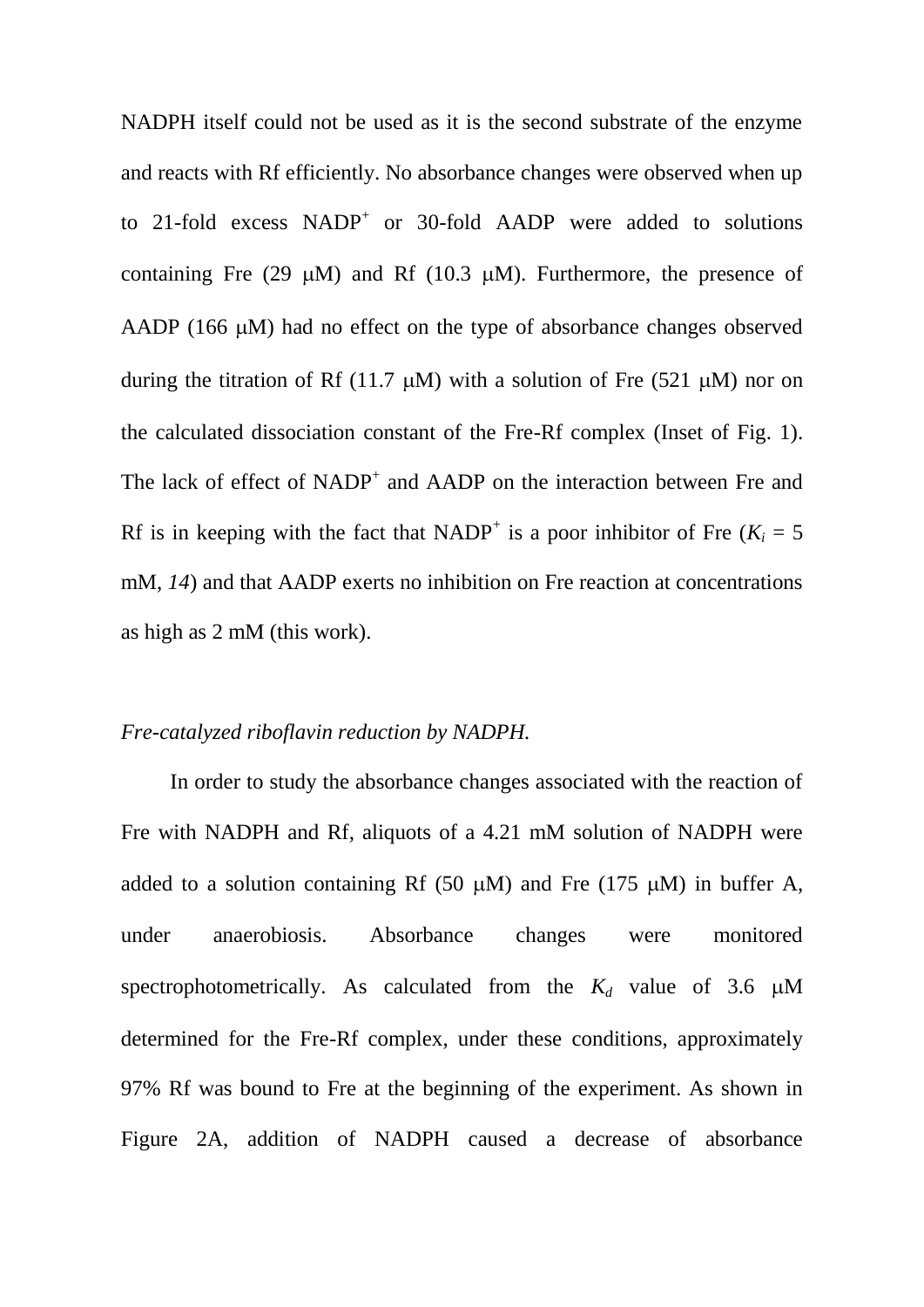NADPH itself could not be used as it is the second substrate of the enzyme and reacts with Rf efficiently. No absorbance changes were observed when up to 21-fold excess $NADP^+$ or 30-fold AADP were added to solutions containing Fre (29 μM) and Rf (10.3 μM). Furthermore, the presence of AADP (166 μM) had no effect on the type of absorbance changes observed during the titration of Rf (11.7 μM) with a solution of Fre (521 μM) nor on the calculated dissociation constant of the Fre-Rf complex (Inset of Fig. 1). The lack of effect of $NADP^+$ and AADP on the interaction between Fre and Rf is in keeping with the fact that $NADP^+$ is a poor inhibitor of Fre ($K_i$ = 5 mM, *14*) and that AADP exerts no inhibition on Fre reaction at concentrations as high as 2 mM (this work).

*Fre-catalyzed riboflavin reduction by NADPH.*

In order to study the absorbance changes associated with the reaction of Fre with NADPH and Rf, aliquots of a 4.21 mM solution of NADPH were added to a solution containing Rf (50 μM) and Fre (175 μM) in buffer A, under anaerobiosis. Absorbance changes were monitored spectrophotometrically. As calculated from the $K_d$ value of 3.6 μM determined for the Fre-Rf complex, under these conditions, approximately 97% Rf was bound to Fre at the beginning of the experiment. As shown in Figure 2A, addition of NADPH caused a decrease of absorbance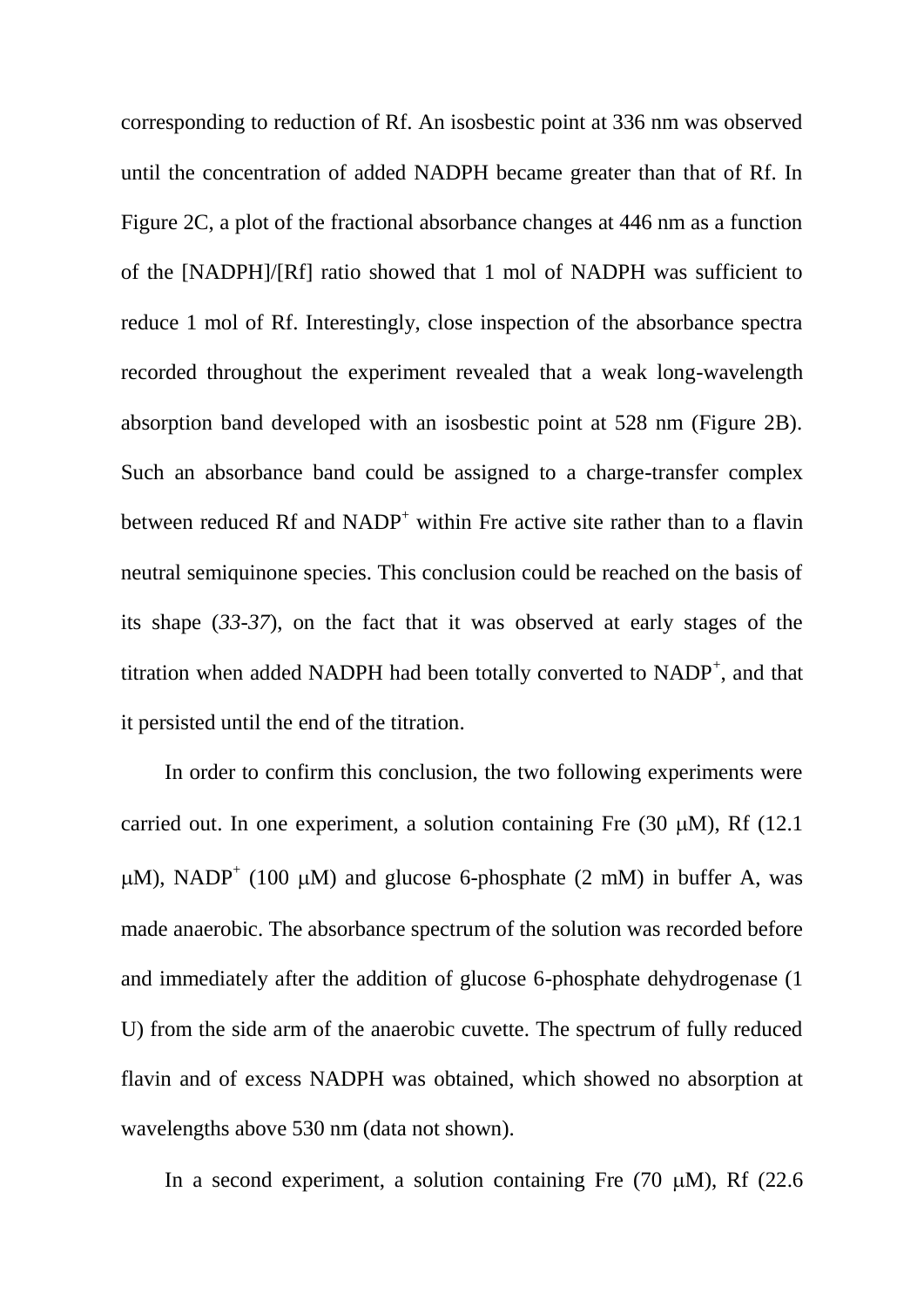corresponding to reduction of Rf. An isosbestic point at 336 nm was observed until the concentration of added NADPH became greater than that of Rf. In Figure 2C, a plot of the fractional absorbance changes at 446 nm as a function of the [NADPH]/[Rf] ratio showed that 1 mol of NADPH was sufficient to reduce 1 mol of Rf. Interestingly, close inspection of the absorbance spectra recorded throughout the experiment revealed that a weak long-wavelength absorption band developed with an isosbestic point at 528 nm (Figure 2B). Such an absorbance band could be assigned to a charge-transfer complex between reduced Rf and $NADP^+$ within Fre active site rather than to a flavin neutral semiquinone species. This conclusion could be reached on the basis of its shape (*33-37*), on the fact that it was observed at early stages of the titration when added NADPH had been totally converted to $NADP^+$, and that it persisted until the end of the titration.

In order to confirm this conclusion, the two following experiments were carried out. In one experiment, a solution containing Fre (30 μM), Rf (12.1 μM), $NADP^+$ (100 μM) and glucose 6-phosphate (2 mM) in buffer A, was made anaerobic. The absorbance spectrum of the solution was recorded before and immediately after the addition of glucose 6-phosphate dehydrogenase (1 U) from the side arm of the anaerobic cuvette. The spectrum of fully reduced flavin and of excess NADPH was obtained, which showed no absorption at wavelengths above 530 nm (data not shown).

In a second experiment, a solution containing Fre (70 μM), Rf (22.6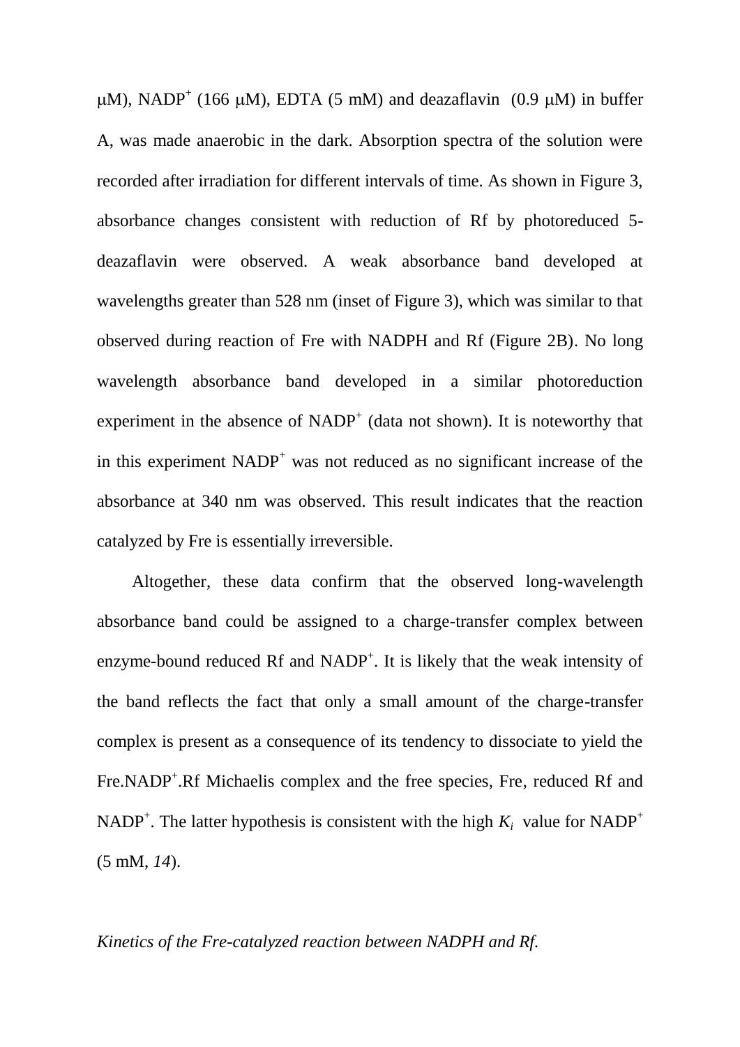μM), $NADP^+$ (166 μM), EDTA (5 mM) and deazaflavin (0.9 μM) in buffer A, was made anaerobic in the dark. Absorption spectra of the solution were recorded after irradiation for different intervals of time. As shown in Figure 3, absorbance changes consistent with reduction of Rf by photoreduced 5-deazaflavin were observed. A weak absorbance band developed at wavelengths greater than 528 nm (inset of Figure 3), which was similar to that observed during reaction of Fre with NADPH and Rf (Figure 2B). No long wavelength absorbance band developed in a similar photoreduction experiment in the absence of $NADP^+$ (data not shown). It is noteworthy that in this experiment $NADP^+$ was not reduced as no significant increase of the absorbance at 340 nm was observed. This result indicates that the reaction catalyzed by Fre is essentially irreversible.

Altogether, these data confirm that the observed long-wavelength absorbance band could be assigned to a charge-transfer complex between enzyme-bound reduced Rf and $NADP^+$. It is likely that the weak intensity of the band reflects the fact that only a small amount of the charge-transfer complex is present as a consequence of its tendency to dissociate to yield the Fre.$NADP^+$.Rf Michaelis complex and the free species, Fre, reduced Rf and $NADP^+$. The latter hypothesis is consistent with the high $K_i$ value for $NADP^+$ (5 mM, *14*).

*Kinetics of the Fre-catalyzed reaction between NADPH and Rf.*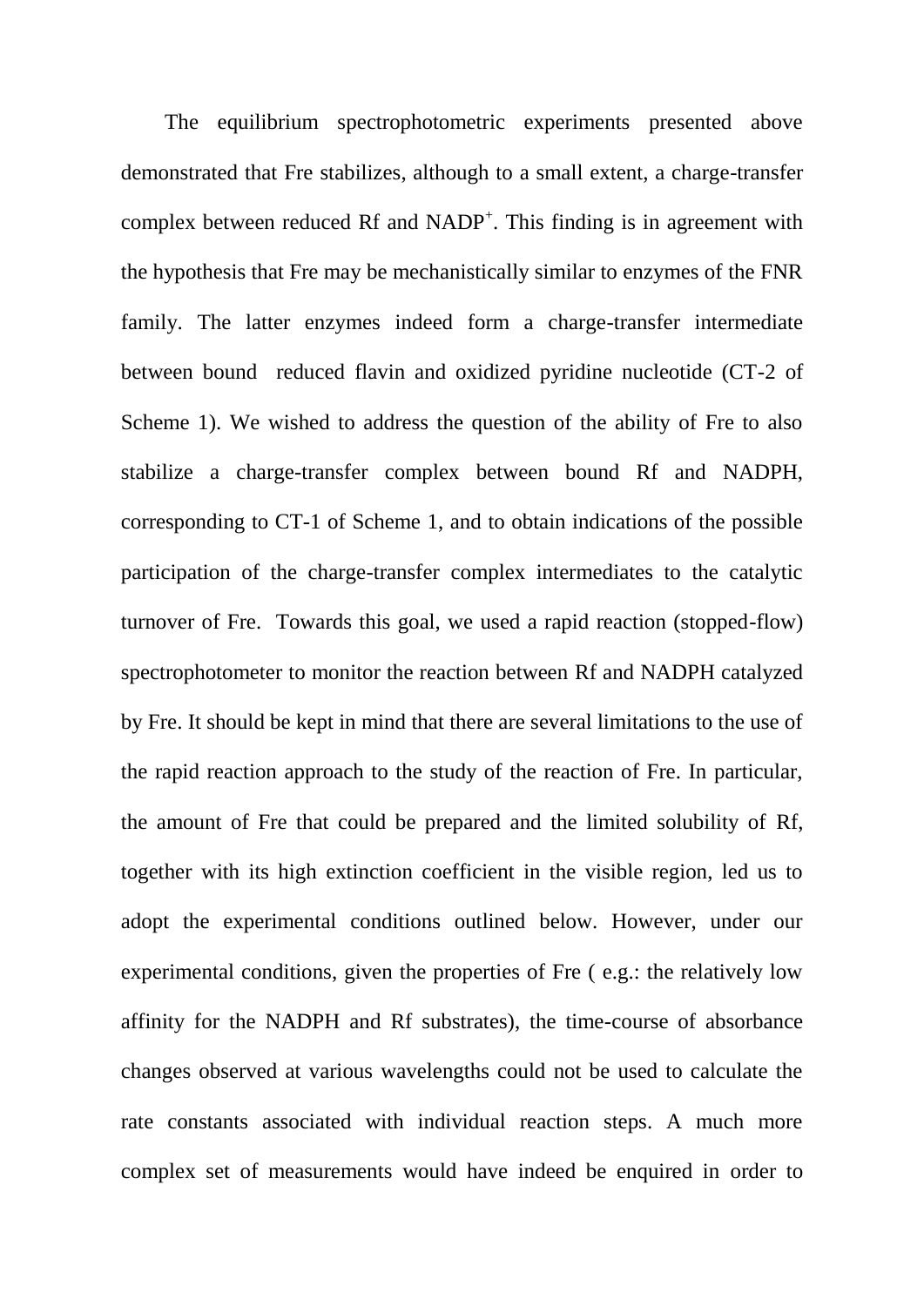The equilibrium spectrophotometric experiments presented above demonstrated that Fre stabilizes, although to a small extent, a charge-transfer complex between reduced Rf and $NADP^+$. This finding is in agreement with the hypothesis that Fre may be mechanistically similar to enzymes of the FNR family. The latter enzymes indeed form a charge-transfer intermediate between bound reduced flavin and oxidized pyridine nucleotide (CT-2 of Scheme 1). We wished to address the question of the ability of Fre to also stabilize a charge-transfer complex between bound Rf and NADPH, corresponding to CT-1 of Scheme 1, and to obtain indications of the possible participation of the charge-transfer complex intermediates to the catalytic turnover of Fre. Towards this goal, we used a rapid reaction (stopped-flow) spectrophotometer to monitor the reaction between Rf and NADPH catalyzed by Fre. It should be kept in mind that there are several limitations to the use of the rapid reaction approach to the study of the reaction of Fre. In particular, the amount of Fre that could be prepared and the limited solubility of Rf, together with its high extinction coefficient in the visible region, led us to adopt the experimental conditions outlined below. However, under our experimental conditions, given the properties of Fre ( e.g.: the relatively low affinity for the NADPH and Rf substrates), the time-course of absorbance changes observed at various wavelengths could not be used to calculate the rate constants associated with individual reaction steps. A much more complex set of measurements would have indeed be enquired in order to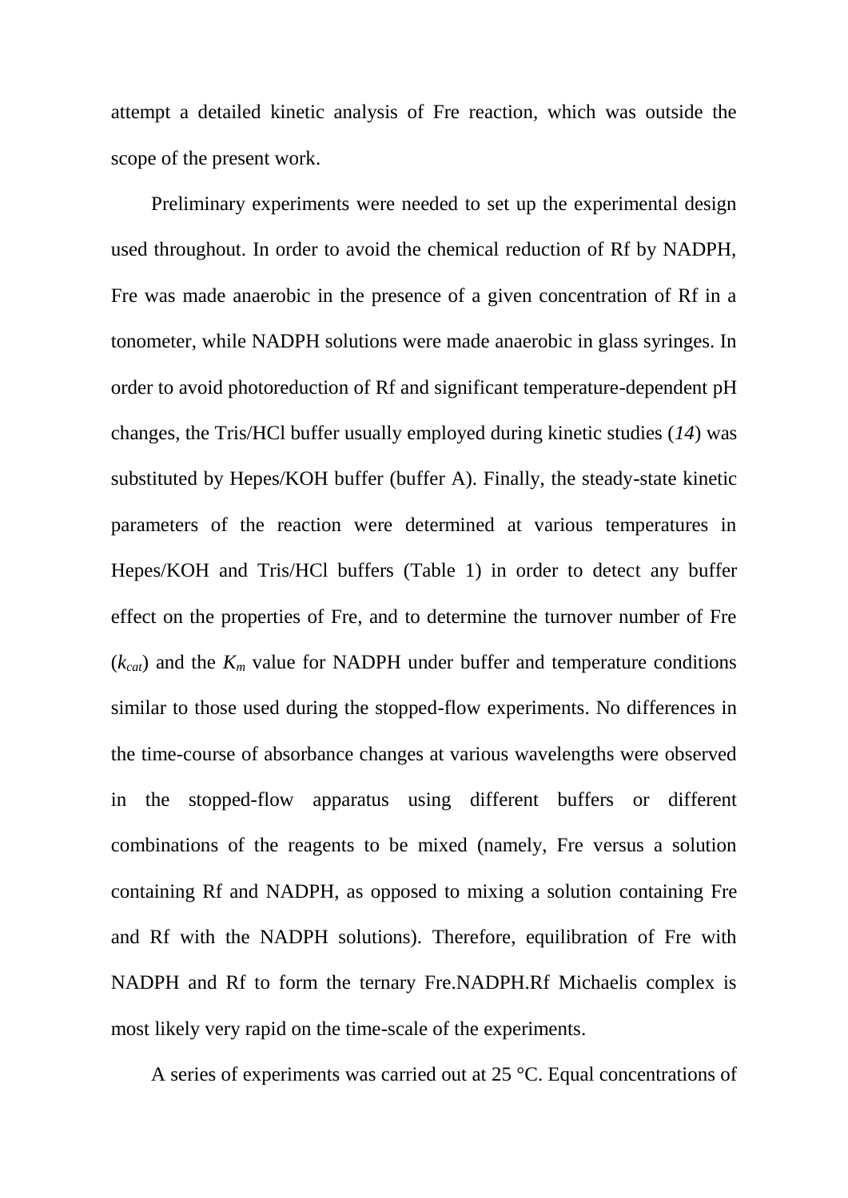attempt a detailed kinetic analysis of Fre reaction, which was outside the scope of the present work.

Preliminary experiments were needed to set up the experimental design used throughout. In order to avoid the chemical reduction of Rf by NADPH, Fre was made anaerobic in the presence of a given concentration of Rf in a tonometer, while NADPH solutions were made anaerobic in glass syringes. In order to avoid photoreduction of Rf and significant temperature-dependent pH changes, the Tris/HCl buffer usually employed during kinetic studies (*14*) was substituted by Hepes/KOH buffer (buffer A). Finally, the steady-state kinetic parameters of the reaction were determined at various temperatures in Hepes/KOH and Tris/HCl buffers (Table 1) in order to detect any buffer effect on the properties of Fre, and to determine the turnover number of Fre ($k_{cat}$) and the $K_m$ value for NADPH under buffer and temperature conditions similar to those used during the stopped-flow experiments. No differences in the time-course of absorbance changes at various wavelengths were observed in the stopped-flow apparatus using different buffers or different combinations of the reagents to be mixed (namely, Fre versus a solution containing Rf and NADPH, as opposed to mixing a solution containing Fre and Rf with the NADPH solutions). Therefore, equilibration of Fre with NADPH and Rf to form the ternary Fre.NADPH.Rf Michaelis complex is most likely very rapid on the time-scale of the experiments.

A series of experiments was carried out at 25 °C. Equal concentrations of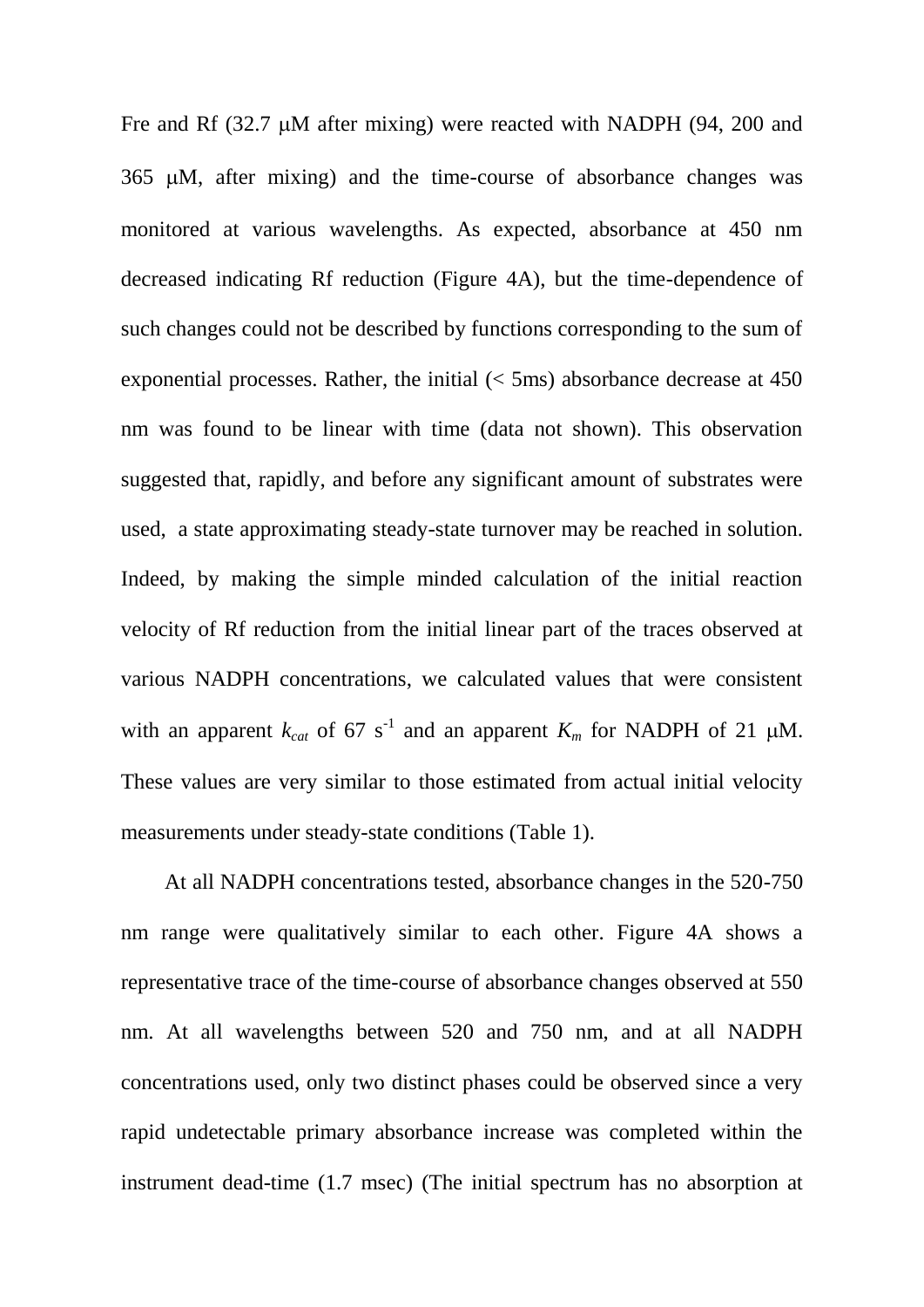Fre and Rf (32.7 μM after mixing) were reacted with NADPH (94, 200 and 365 μM, after mixing) and the time-course of absorbance changes was monitored at various wavelengths. As expected, absorbance at 450 nm decreased indicating Rf reduction (Figure 4A), but the time-dependence of such changes could not be described by functions corresponding to the sum of exponential processes. Rather, the initial (< 5ms) absorbance decrease at 450 nm was found to be linear with time (data not shown). This observation suggested that, rapidly, and before any significant amount of substrates were used, a state approximating steady-state turnover may be reached in solution. Indeed, by making the simple minded calculation of the initial reaction velocity of Rf reduction from the initial linear part of the traces observed at various NADPH concentrations, we calculated values that were consistent with an apparent $k_{cat}$ of 67 $s^{-1}$ and an apparent $K_m$ for NADPH of 21 μM. These values are very similar to those estimated from actual initial velocity measurements under steady-state conditions (Table 1).

At all NADPH concentrations tested, absorbance changes in the 520-750 nm range were qualitatively similar to each other. Figure 4A shows a representative trace of the time-course of absorbance changes observed at 550 nm. At all wavelengths between 520 and 750 nm, and at all NADPH concentrations used, only two distinct phases could be observed since a very rapid undetectable primary absorbance increase was completed within the instrument dead-time (1.7 msec) (The initial spectrum has no absorption at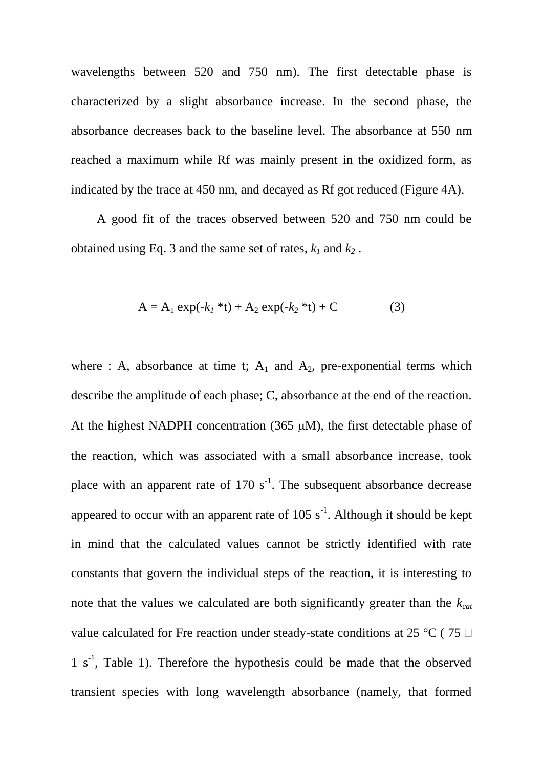wavelengths between 520 and 750 nm). The first detectable phase is characterized by a slight absorbance increase. In the second phase, the absorbance decreases back to the baseline level. The absorbance at 550 nm reached a maximum while Rf was mainly present in the oxidized form, as indicated by the trace at 450 nm, and decayed as Rf got reduced (Figure 4A).

A good fit of the traces observed between 520 and 750 nm could be obtained using Eq. 3 and the same set of rates, $k_1$ and $k_2$ .

$$A = A_1 \exp(-k_1 * t) + A_2 \exp(-k_2 * t) + C \qquad (3)$$

where : A, absorbance at time t; $A_1$ and $A_2$, pre-exponential terms which describe the amplitude of each phase; C, absorbance at the end of the reaction. At the highest NADPH concentration (365 μM), the first detectable phase of the reaction, which was associated with a small absorbance increase, took place with an apparent rate of 170 $s^{-1}$. The subsequent absorbance decrease appeared to occur with an apparent rate of 105 $s^{-1}$. Although it should be kept in mind that the calculated values cannot be strictly identified with rate constants that govern the individual steps of the reaction, it is interesting to note that the values we calculated are both significantly greater than the $k_{cat}$ value calculated for Fre reaction under steady-state conditions at 25 °C ( 75 ± 1 $s^{-1}$, Table 1). Therefore the hypothesis could be made that the observed transient species with long wavelength absorbance (namely, that formed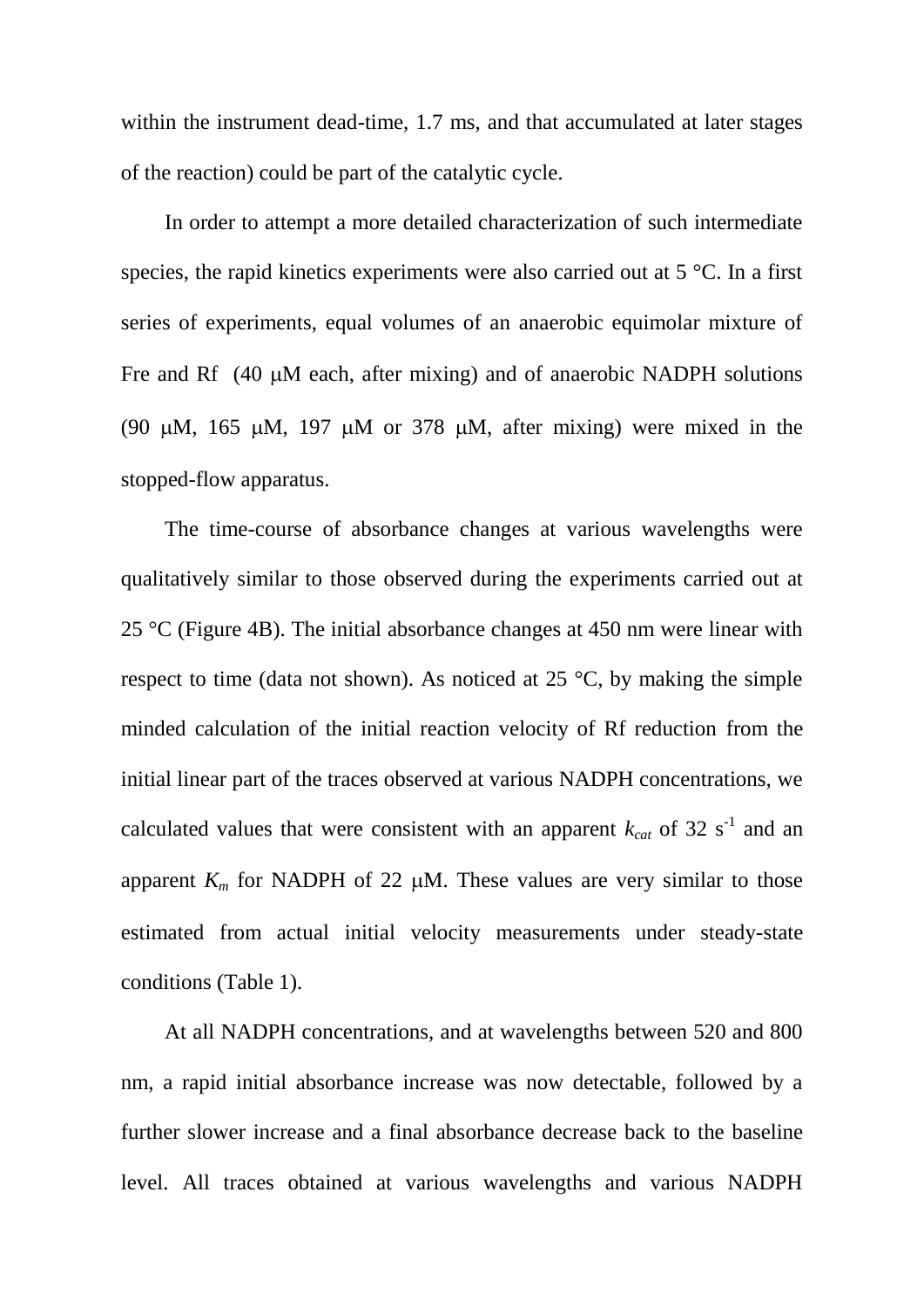within the instrument dead-time, 1.7 ms, and that accumulated at later stages of the reaction) could be part of the catalytic cycle.

In order to attempt a more detailed characterization of such intermediate species, the rapid kinetics experiments were also carried out at 5 °C. In a first series of experiments, equal volumes of an anaerobic equimolar mixture of Fre and Rf (40 μM each, after mixing) and of anaerobic NADPH solutions (90 μM, 165 μM, 197 μM or 378 μM, after mixing) were mixed in the stopped-flow apparatus.

The time-course of absorbance changes at various wavelengths were qualitatively similar to those observed during the experiments carried out at 25 °C (Figure 4B). The initial absorbance changes at 450 nm were linear with respect to time (data not shown). As noticed at 25 °C, by making the simple minded calculation of the initial reaction velocity of Rf reduction from the initial linear part of the traces observed at various NADPH concentrations, we calculated values that were consistent with an apparent $k_{cat}$ of 32 $s^{-1}$ and an apparent $K_m$ for NADPH of 22 μM. These values are very similar to those estimated from actual initial velocity measurements under steady-state conditions (Table 1).

At all NADPH concentrations, and at wavelengths between 520 and 800 nm, a rapid initial absorbance increase was now detectable, followed by a further slower increase and a final absorbance decrease back to the baseline level. All traces obtained at various wavelengths and various NADPH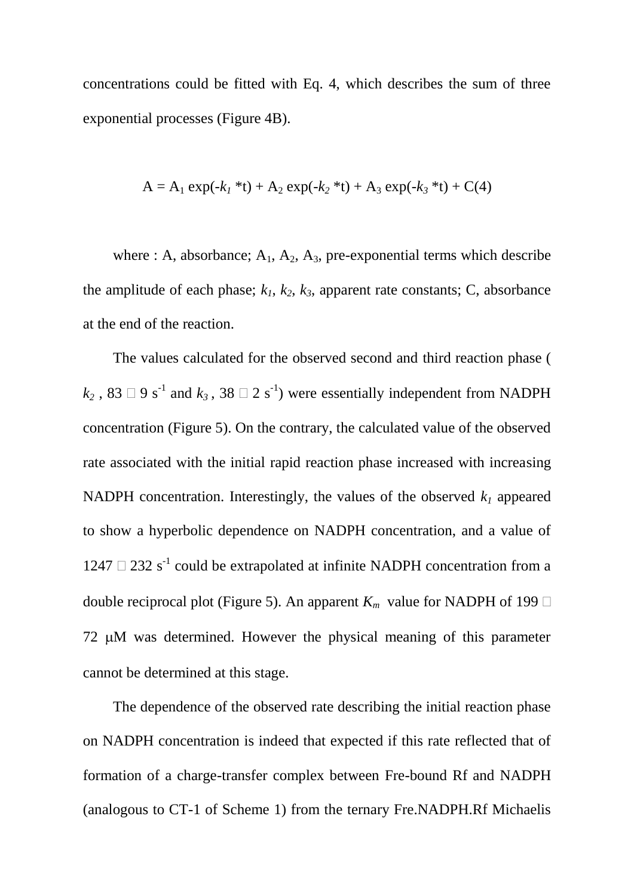concentrations could be fitted with Eq. 4, which describes the sum of three exponential processes (Figure 4B).

$$A = A_1 \exp(-k_1 *t) + A_2 \exp(-k_2 *t) + A_3 \exp(-k_3 *t) + C \quad (4)$$

where : A, absorbance; $A_1$, $A_2$, $A_3$, pre-exponential terms which describe the amplitude of each phase; $k_1$, $k_2$, $k_3$, apparent rate constants; C, absorbance at the end of the reaction.

The values calculated for the observed second and third reaction phase ( $k_2$ , 83 ± 9 $s^{-1}$ and $k_3$ , 38 ± 2 $s^{-1}$) were essentially independent from NADPH concentration (Figure 5). On the contrary, the calculated value of the observed rate associated with the initial rapid reaction phase increased with increasing NADPH concentration. Interestingly, the values of the observed $k_1$ appeared to show a hyperbolic dependence on NADPH concentration, and a value of 1247 ± 232 $s^{-1}$ could be extrapolated at infinite NADPH concentration from a double reciprocal plot (Figure 5). An apparent $K_m$ value for NADPH of 199 ± 72 μM was determined. However the physical meaning of this parameter cannot be determined at this stage.

The dependence of the observed rate describing the initial reaction phase on NADPH concentration is indeed that expected if this rate reflected that of formation of a charge-transfer complex between Fre-bound Rf and NADPH (analogous to CT-1 of Scheme 1) from the ternary Fre.NADPH.Rf Michaelis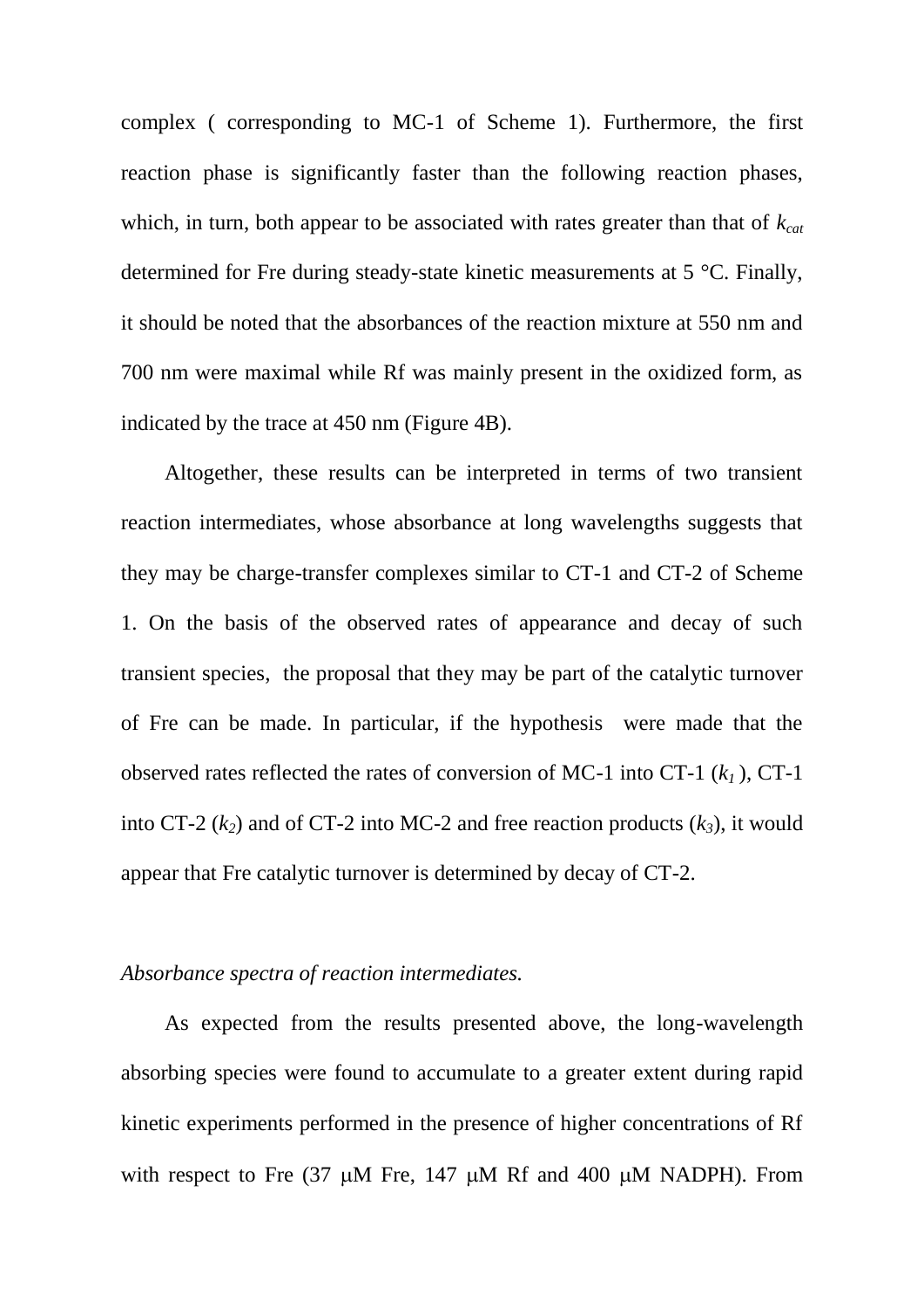complex ( corresponding to MC-1 of Scheme 1). Furthermore, the first reaction phase is significantly faster than the following reaction phases, which, in turn, both appear to be associated with rates greater than that of $k_{cat}$ determined for Fre during steady-state kinetic measurements at 5 °C. Finally, it should be noted that the absorbances of the reaction mixture at 550 nm and 700 nm were maximal while Rf was mainly present in the oxidized form, as indicated by the trace at 450 nm (Figure 4B).

Altogether, these results can be interpreted in terms of two transient reaction intermediates, whose absorbance at long wavelengths suggests that they may be charge-transfer complexes similar to CT-1 and CT-2 of Scheme 1. On the basis of the observed rates of appearance and decay of such transient species, the proposal that they may be part of the catalytic turnover of Fre can be made. In particular, if the hypothesis were made that the observed rates reflected the rates of conversion of MC-1 into CT-1 ($k_1$ ), CT-1 into CT-2 ($k_2$) and of CT-2 into MC-2 and free reaction products ($k_3$), it would appear that Fre catalytic turnover is determined by decay of CT-2.

*Absorbance spectra of reaction intermediates.*

As expected from the results presented above, the long-wavelength absorbing species were found to accumulate to a greater extent during rapid kinetic experiments performed in the presence of higher concentrations of Rf with respect to Fre (37 μM Fre, 147 μM Rf and 400 μM NADPH). From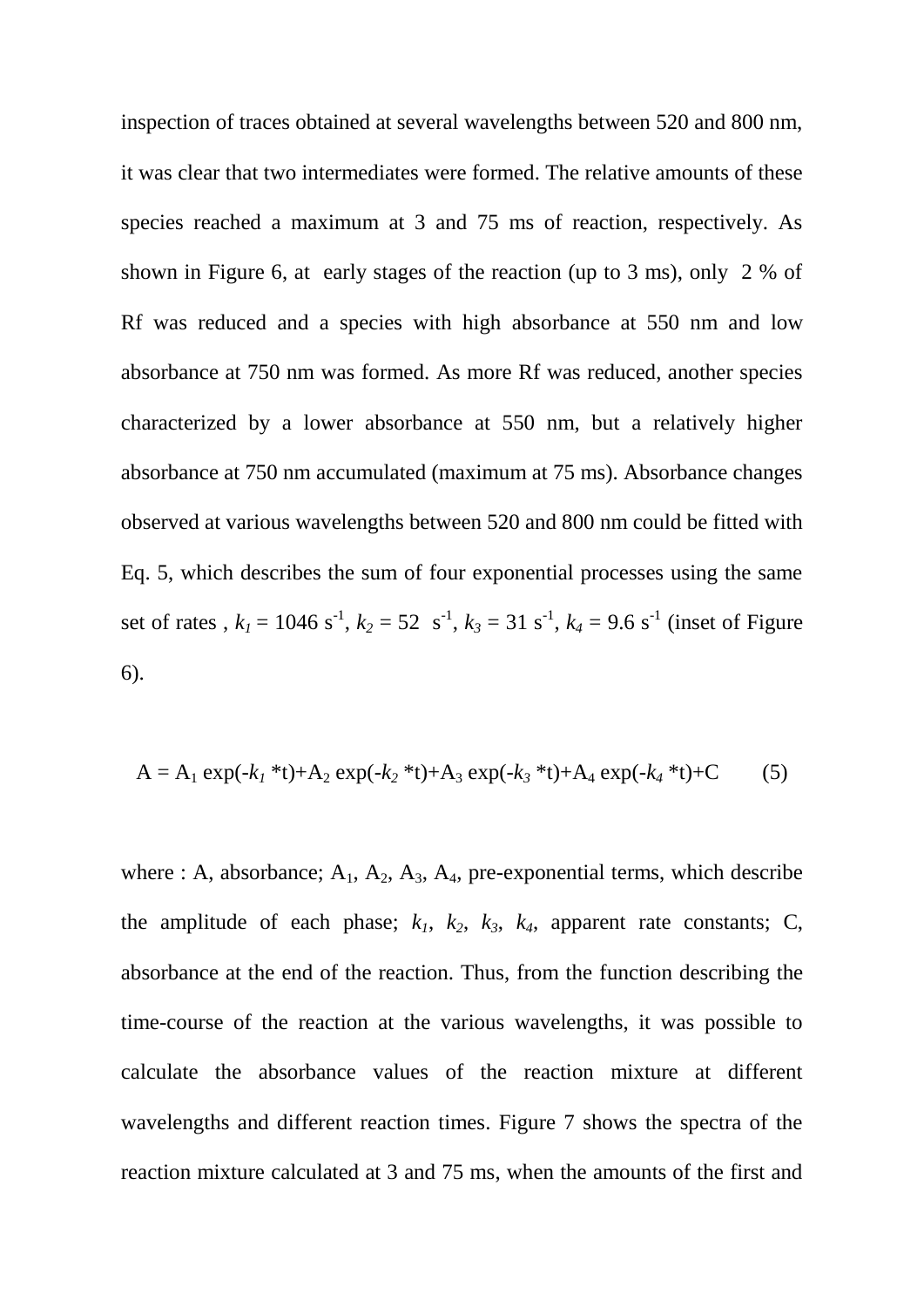inspection of traces obtained at several wavelengths between 520 and 800 nm, it was clear that two intermediates were formed. The relative amounts of these species reached a maximum at 3 and 75 ms of reaction, respectively. As shown in Figure 6, at early stages of the reaction (up to 3 ms), only 2 % of Rf was reduced and a species with high absorbance at 550 nm and low absorbance at 750 nm was formed. As more Rf was reduced, another species characterized by a lower absorbance at 550 nm, but a relatively higher absorbance at 750 nm accumulated (maximum at 75 ms). Absorbance changes observed at various wavelengths between 520 and 800 nm could be fitted with Eq. 5, which describes the sum of four exponential processes using the same set of rates , $k_1$ = 1046 $s^{-1}$, $k_2$ = 52 $s^{-1}$, $k_3$ = 31 $s^{-1}$, $k_4$ = 9.6 $s^{-1}$ (inset of Figure 6).

$$A = A_1 \exp(-k_1 * t) + A_2 \exp(-k_2 * t) + A_3 \exp(-k_3 * t) + A_4 \exp(-k_4 * t) + C \qquad (5)$$

where : A, absorbance; $A_1$, $A_2$, $A_3$, $A_4$, pre-exponential terms, which describe the amplitude of each phase; $k_1$, $k_2$, $k_3$, $k_4$, apparent rate constants; C, absorbance at the end of the reaction. Thus, from the function describing the time-course of the reaction at the various wavelengths, it was possible to calculate the absorbance values of the reaction mixture at different wavelengths and different reaction times. Figure 7 shows the spectra of the reaction mixture calculated at 3 and 75 ms, when the amounts of the first and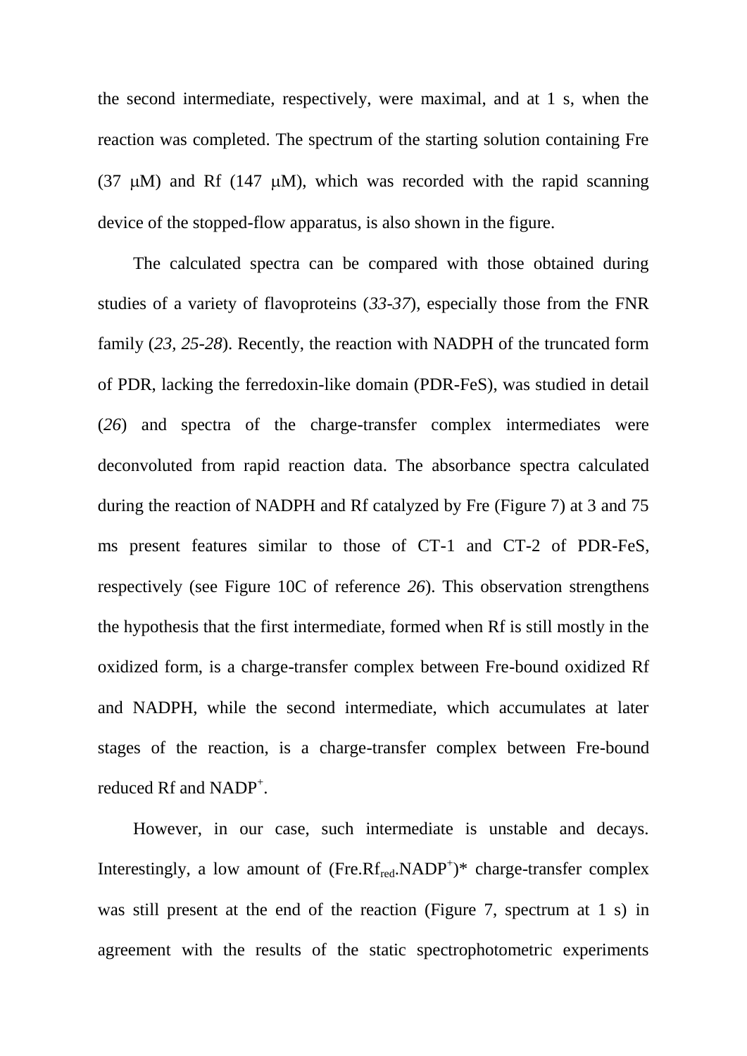the second intermediate, respectively, were maximal, and at 1 s, when the reaction was completed. The spectrum of the starting solution containing Fre (37 μM) and Rf (147 μM), which was recorded with the rapid scanning device of the stopped-flow apparatus, is also shown in the figure.

The calculated spectra can be compared with those obtained during studies of a variety of flavoproteins (*33-37*), especially those from the FNR family (*23, 25-28*). Recently, the reaction with NADPH of the truncated form of PDR, lacking the ferredoxin-like domain (PDR-FeS), was studied in detail (*26*) and spectra of the charge-transfer complex intermediates were deconvoluted from rapid reaction data. The absorbance spectra calculated during the reaction of NADPH and Rf catalyzed by Fre (Figure 7) at 3 and 75 ms present features similar to those of CT-1 and CT-2 of PDR-FeS, respectively (see Figure 10C of reference *26*). This observation strengthens the hypothesis that the first intermediate, formed when Rf is still mostly in the oxidized form, is a charge-transfer complex between Fre-bound oxidized Rf and NADPH, while the second intermediate, which accumulates at later stages of the reaction, is a charge-transfer complex between Fre-bound reduced Rf and $NADP^+$.

However, in our case, such intermediate is unstable and decays. Interestingly, a low amount of $(Fre.Rf_{red}.NADP^+)^*$ charge-transfer complex was still present at the end of the reaction (Figure 7, spectrum at 1 s) in agreement with the results of the static spectrophotometric experiments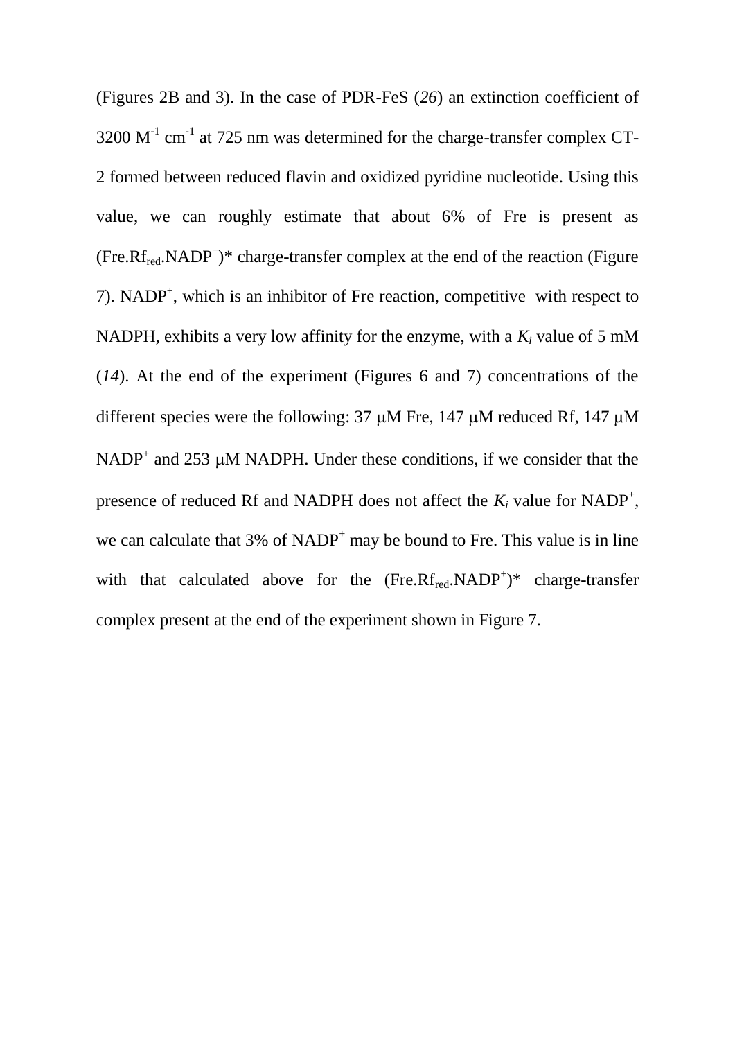(Figures 2B and 3). In the case of PDR-FeS (*26*) an extinction coefficient of 3200 $M^{-1}$ $cm^{-1}$ at 725 nm was determined for the charge-transfer complex CT-2 formed between reduced flavin and oxidized pyridine nucleotide. Using this value, we can roughly estimate that about 6% of Fre is present as (Fre.$Rf_{red}$.$NADP^+$)* charge-transfer complex at the end of the reaction (Figure 7). $NADP^+$, which is an inhibitor of Fre reaction, competitive with respect to NADPH, exhibits a very low affinity for the enzyme, with a $K_i$ value of 5 mM (*14*). At the end of the experiment (Figures 6 and 7) concentrations of the different species were the following: 37 μM Fre, 147 μM reduced Rf, 147 μM $NADP^+$ and 253 μM NADPH. Under these conditions, if we consider that the presence of reduced Rf and NADPH does not affect the $K_i$ value for $NADP^+$, we can calculate that 3% of $NADP^+$ may be bound to Fre. This value is in line with that calculated above for the (Fre.$Rf_{red}$.$NADP^+$)* charge-transfer complex present at the end of the experiment shown in Figure 7.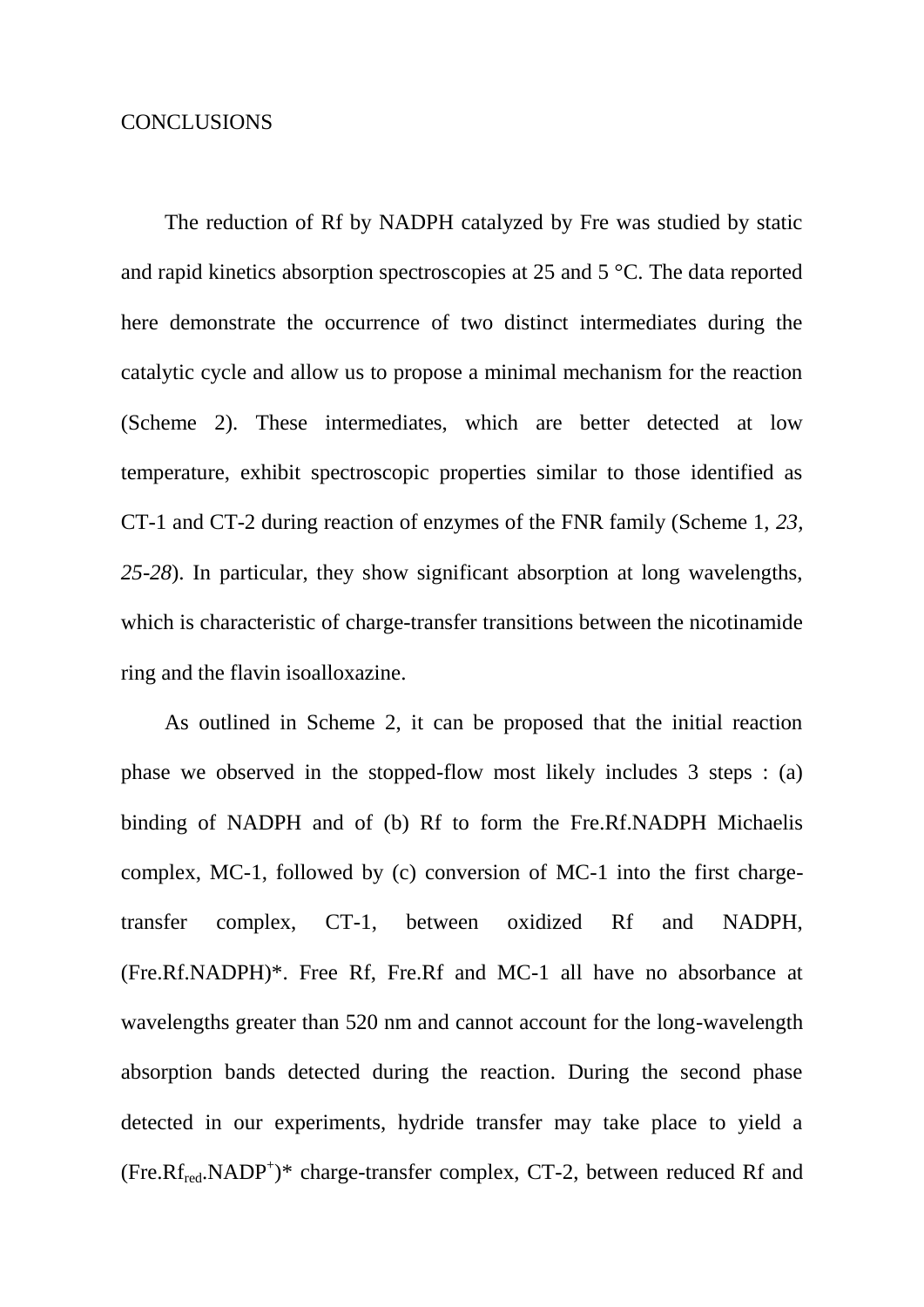## CONCLUSIONS

The reduction of Rf by NADPH catalyzed by Fre was studied by static and rapid kinetics absorption spectroscopies at 25 and 5 °C. The data reported here demonstrate the occurrence of two distinct intermediates during the catalytic cycle and allow us to propose a minimal mechanism for the reaction (Scheme 2). These intermediates, which are better detected at low temperature, exhibit spectroscopic properties similar to those identified as CT-1 and CT-2 during reaction of enzymes of the FNR family (Scheme 1, *23, 25-28*). In particular, they show significant absorption at long wavelengths, which is characteristic of charge-transfer transitions between the nicotinamide ring and the flavin isoalloxazine.

As outlined in Scheme 2, it can be proposed that the initial reaction phase we observed in the stopped-flow most likely includes 3 steps : (a) binding of NADPH and of (b) Rf to form the Fre.Rf.NADPH Michaelis complex, MC-1, followed by (c) conversion of MC-1 into the first charge-transfer complex, CT-1, between oxidized Rf and NADPH, (Fre.Rf.NADPH)*. Free Rf, Fre.Rf and MC-1 all have no absorbance at wavelengths greater than 520 nm and cannot account for the long-wavelength absorption bands detected during the reaction. During the second phase detected in our experiments, hydride transfer may take place to yield a (Fre.$Rf_{red}$.$NADP^+$)* charge-transfer complex, CT-2, between reduced Rf and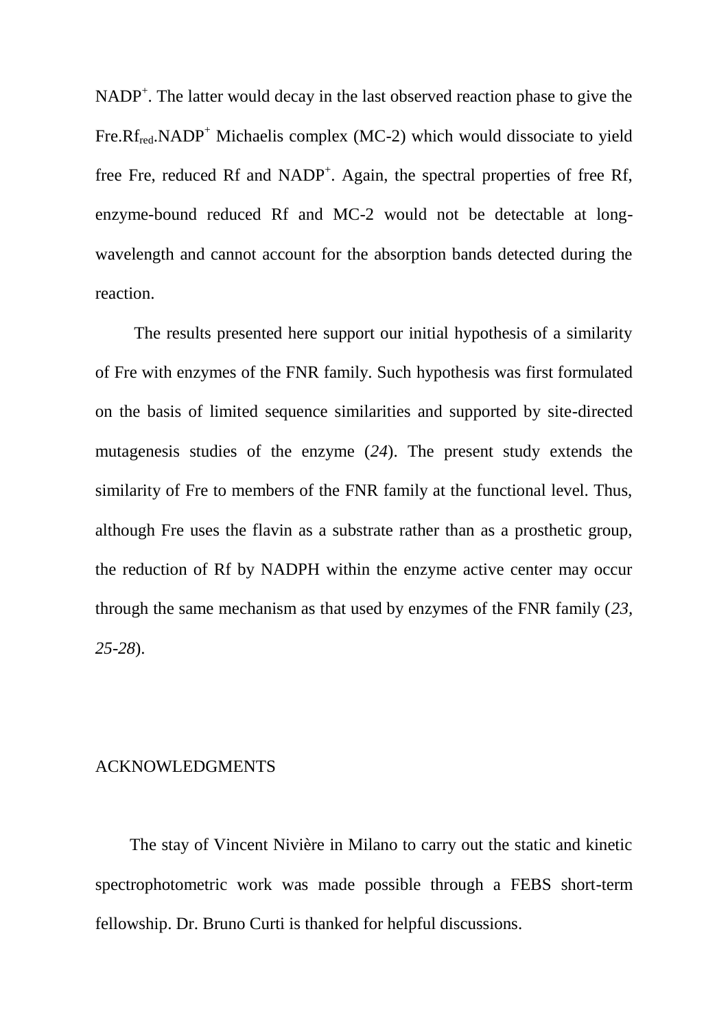$NADP^+$. The latter would decay in the last observed reaction phase to give the Fre.$Rf_{red}$.$NADP^+$ Michaelis complex (MC-2) which would dissociate to yield free Fre, reduced Rf and $NADP^+$. Again, the spectral properties of free Rf, enzyme-bound reduced Rf and MC-2 would not be detectable at long-wavelength and cannot account for the absorption bands detected during the reaction.

The results presented here support our initial hypothesis of a similarity of Fre with enzymes of the FNR family. Such hypothesis was first formulated on the basis of limited sequence similarities and supported by site-directed mutagenesis studies of the enzyme (*24*). The present study extends the similarity of Fre to members of the FNR family at the functional level. Thus, although Fre uses the flavin as a substrate rather than as a prosthetic group, the reduction of Rf by NADPH within the enzyme active center may occur through the same mechanism as that used by enzymes of the FNR family (*23*, *25-28*).

## ACKNOWLEDGMENTS

The stay of Vincent Nivière in Milano to carry out the static and kinetic spectrophotometric work was made possible through a FEBS short-term fellowship. Dr. Bruno Curti is thanked for helpful discussions.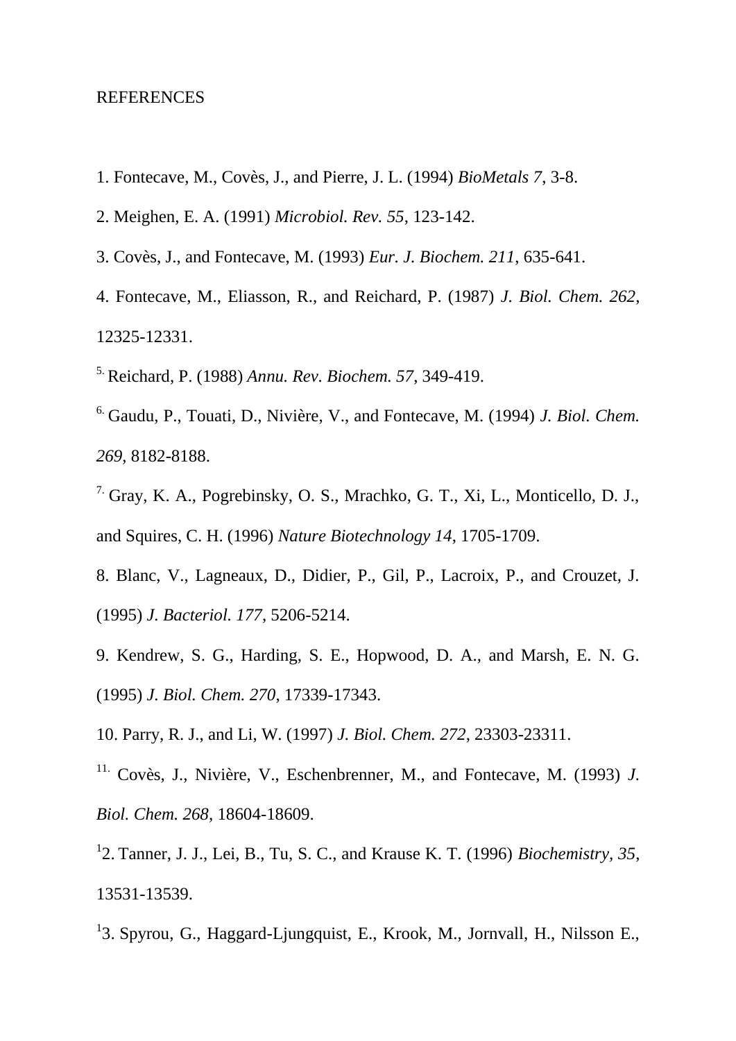REFERENCES

1. Fontecave, M., Covès, J., and Pierre, J. L. (1994) *BioMetals 7*, 3-8.

2. Meighen, E. A. (1991) *Microbiol. Rev. 55*, 123-142.

3. Covès, J., and Fontecave, M. (1993) *Eur. J. Biochem. 211*, 635-641.

4. Fontecave, M., Eliasson, R., and Reichard, P. (1987) *J. Biol. Chem. 262*, 12325-12331.

5. Reichard, P. (1988) *Annu. Rev. Biochem. 57*, 349-419.

6. Gaudu, P., Touati, D., Nivière, V., and Fontecave, M. (1994) *J. Biol. Chem. 269*, 8182-8188.

7. Gray, K. A., Pogrebinsky, O. S., Mrachko, G. T., Xi, L., Monticello, D. J., and Squires, C. H. (1996) *Nature Biotechnology 14*, 1705-1709.

8. Blanc, V., Lagneaux, D., Didier, P., Gil, P., Lacroix, P., and Crouzet, J. (1995) *J. Bacteriol. 177*, 5206-5214.

9. Kendrew, S. G., Harding, S. E., Hopwood, D. A., and Marsh, E. N. G. (1995) *J. Biol. Chem. 270*, 17339-17343.

10. Parry, R. J., and Li, W. (1997) *J. Biol. Chem. 272*, 23303-23311.

11. Covès, J., Nivière, V., Eschenbrenner, M., and Fontecave, M. (1993) *J. Biol. Chem. 268*, 18604-18609.

12. Tanner, J. J., Lei, B., Tu, S. C., and Krause K. T. (1996) *Biochemistry, 35*, 13531-13539.

13. Spyrou, G., Haggard-Ljungquist, E., Krook, M., Jornvall, H., Nilsson E.,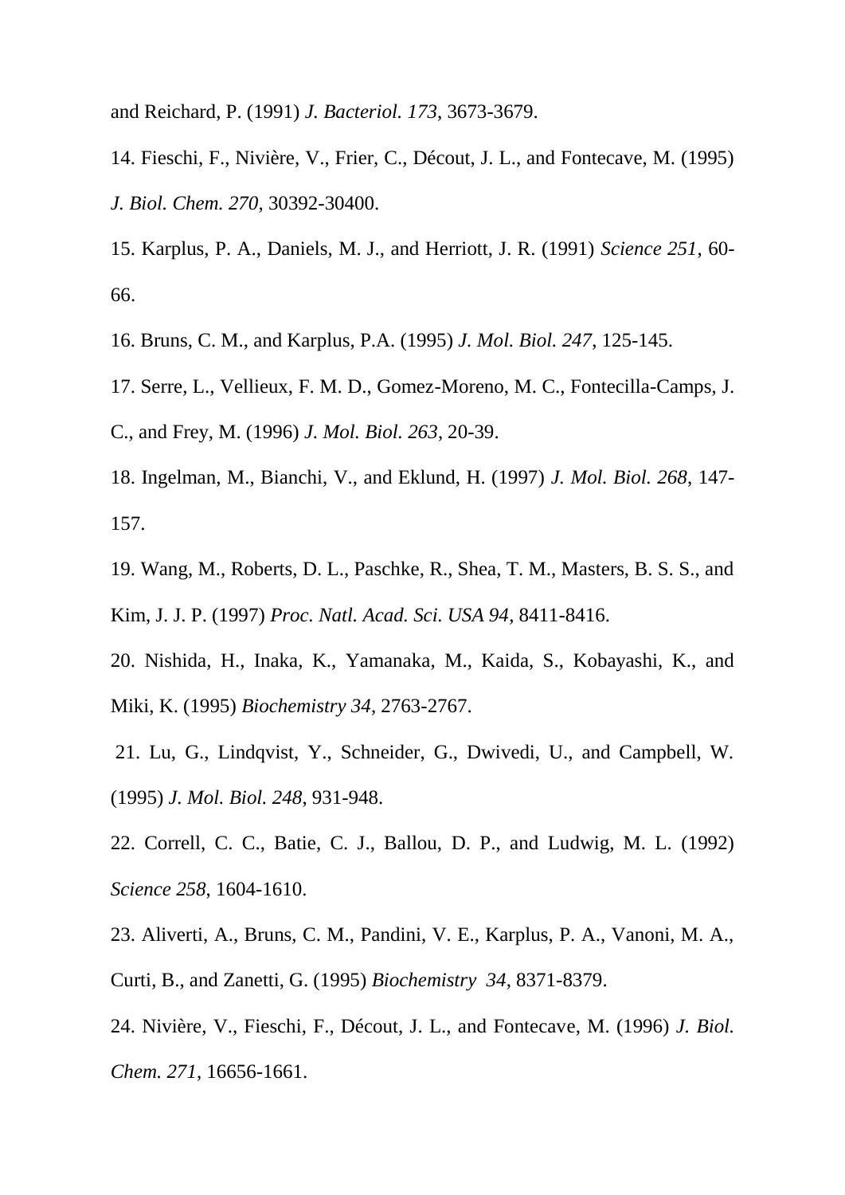and Reichard, P. (1991) *J. Bacteriol. 173*, 3673-3679.

14. Fieschi, F., Nivière, V., Frier, C., Décout, J. L., and Fontecave, M. (1995) *J. Biol. Chem. 270*, 30392-30400.

15. Karplus, P. A., Daniels, M. J., and Herriott, J. R. (1991) *Science 251*, 60-66.

16. Bruns, C. M., and Karplus, P.A. (1995) *J. Mol. Biol. 247*, 125-145.

17. Serre, L., Vellieux, F. M. D., Gomez-Moreno, M. C., Fontecilla-Camps, J. C., and Frey, M. (1996) *J. Mol. Biol. 263*, 20-39.

18. Ingelman, M., Bianchi, V., and Eklund, H. (1997) *J. Mol. Biol. 268*, 147-157.

19. Wang, M., Roberts, D. L., Paschke, R., Shea, T. M., Masters, B. S. S., and Kim, J. J. P. (1997) *Proc. Natl. Acad. Sci. USA 94*, 8411-8416.

20. Nishida, H., Inaka, K., Yamanaka, M., Kaida, S., Kobayashi, K., and Miki, K. (1995) *Biochemistry 34*, 2763-2767.

21. Lu, G., Lindqvist, Y., Schneider, G., Dwivedi, U., and Campbell, W. (1995) *J. Mol. Biol. 248*, 931-948.

22. Correll, C. C., Batie, C. J., Ballou, D. P., and Ludwig, M. L. (1992) *Science 258*, 1604-1610.

23. Aliverti, A., Bruns, C. M., Pandini, V. E., Karplus, P. A., Vanoni, M. A., Curti, B., and Zanetti, G. (1995) *Biochemistry 34*, 8371-8379.

24. Nivière, V., Fieschi, F., Décout, J. L., and Fontecave, M. (1996) *J. Biol. Chem. 271*, 16656-1661.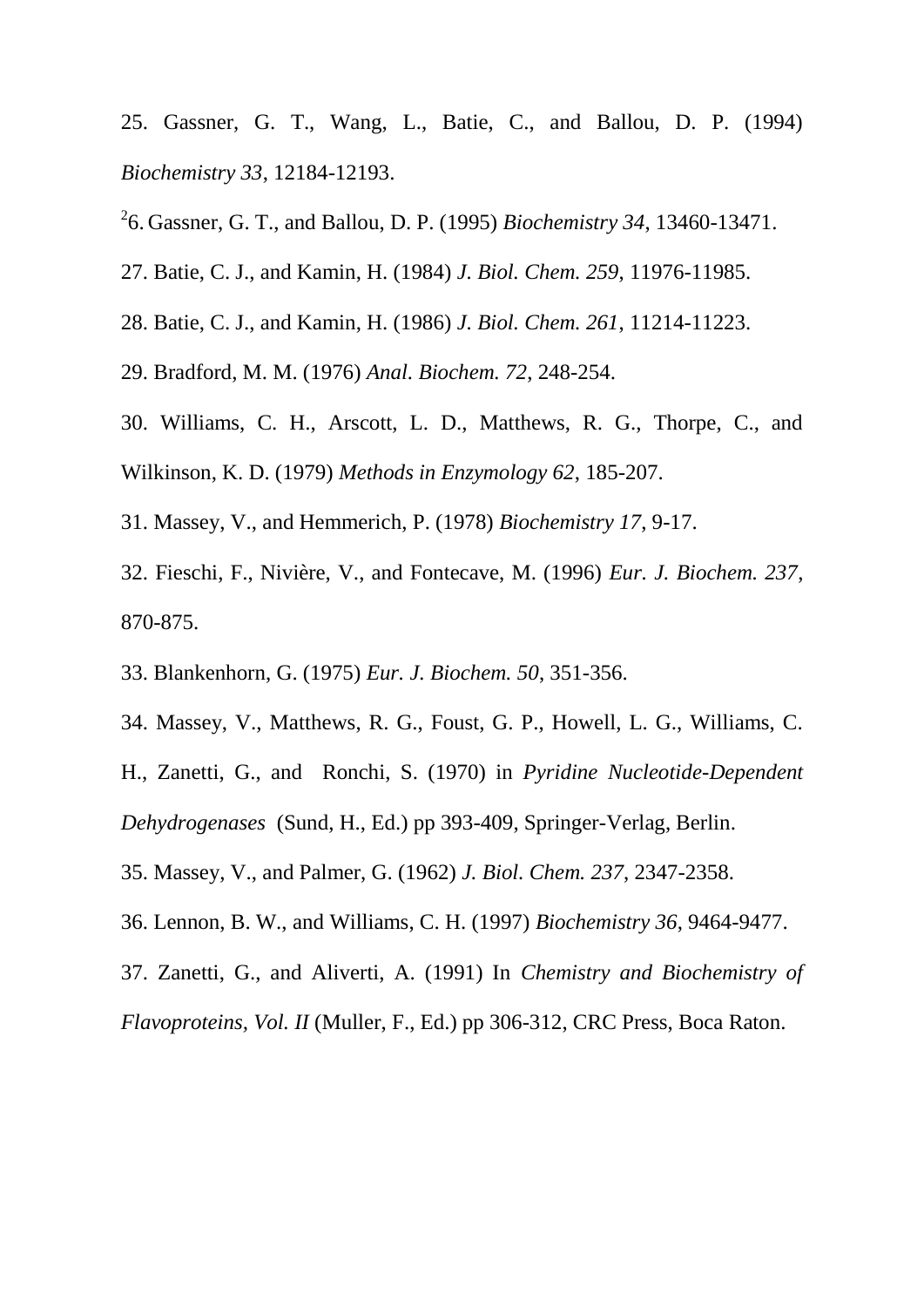25. Gassner, G. T., Wang, L., Batie, C., and Ballou, D. P. (1994) *Biochemistry 33*, 12184-12193.

26. Gassner, G. T., and Ballou, D. P. (1995) *Biochemistry 34*, 13460-13471.

27. Batie, C. J., and Kamin, H. (1984) *J. Biol. Chem. 259*, 11976-11985.

28. Batie, C. J., and Kamin, H. (1986) *J. Biol. Chem. 261*, 11214-11223.

29. Bradford, M. M. (1976) *Anal. Biochem. 72*, 248-254.

30. Williams, C. H., Arscott, L. D., Matthews, R. G., Thorpe, C., and Wilkinson, K. D. (1979) *Methods in Enzymology 62*, 185-207.

31. Massey, V., and Hemmerich, P. (1978) *Biochemistry 17*, 9-17.

32. Fieschi, F., Nivière, V., and Fontecave, M. (1996) *Eur. J. Biochem. 237*, 870-875.

33. Blankenhorn, G. (1975) *Eur. J. Biochem. 50*, 351-356.

34. Massey, V., Matthews, R. G., Foust, G. P., Howell, L. G., Williams, C. H., Zanetti, G., and Ronchi, S. (1970) in *Pyridine Nucleotide-Dependent Dehydrogenases* (Sund, H., Ed.) pp 393-409, Springer-Verlag, Berlin.

35. Massey, V., and Palmer, G. (1962) *J. Biol. Chem. 237*, 2347-2358.

36. Lennon, B. W., and Williams, C. H. (1997) *Biochemistry 36*, 9464-9477.

37. Zanetti, G., and Aliverti, A. (1991) In *Chemistry and Biochemistry of Flavoproteins, Vol. II* (Muller, F., Ed.) pp 306-312, CRC Press, Boca Raton.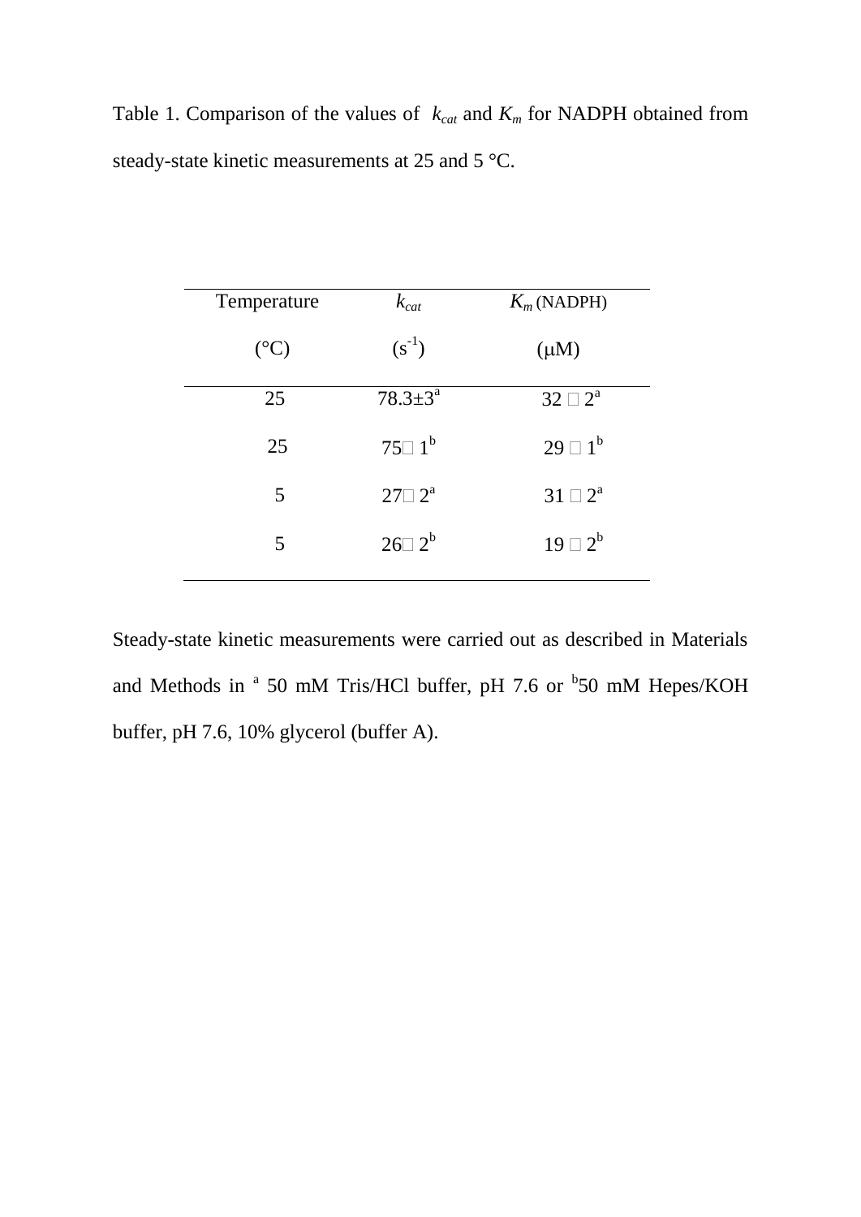Table 1. Comparison of the values of $k_{cat}$ and $K_m$ for NADPH obtained from steady-state kinetic measurements at 25 and 5 °C.

| Temperature (°C) | $k_{cat}$ ($s^{-1}$) | $K_m$ (NADPH) (μM) |
|---|---|---|
| 25 | 78.3±3[a] | 32 ± 2[a] |
| 25 | 75± 1[b] | 29 ± 1[b] |
| 5 | 27± 2[a] | 31 ± 2[a] |
| 5 | 26± 2[b] | 19 ± 2[b] |

Steady-state kinetic measurements were carried out as described in Materials and Methods in [a] 50 mM Tris/HCl buffer, pH 7.6 or [b]50 mM Hepes/KOH buffer, pH 7.6, 10% glycerol (buffer A).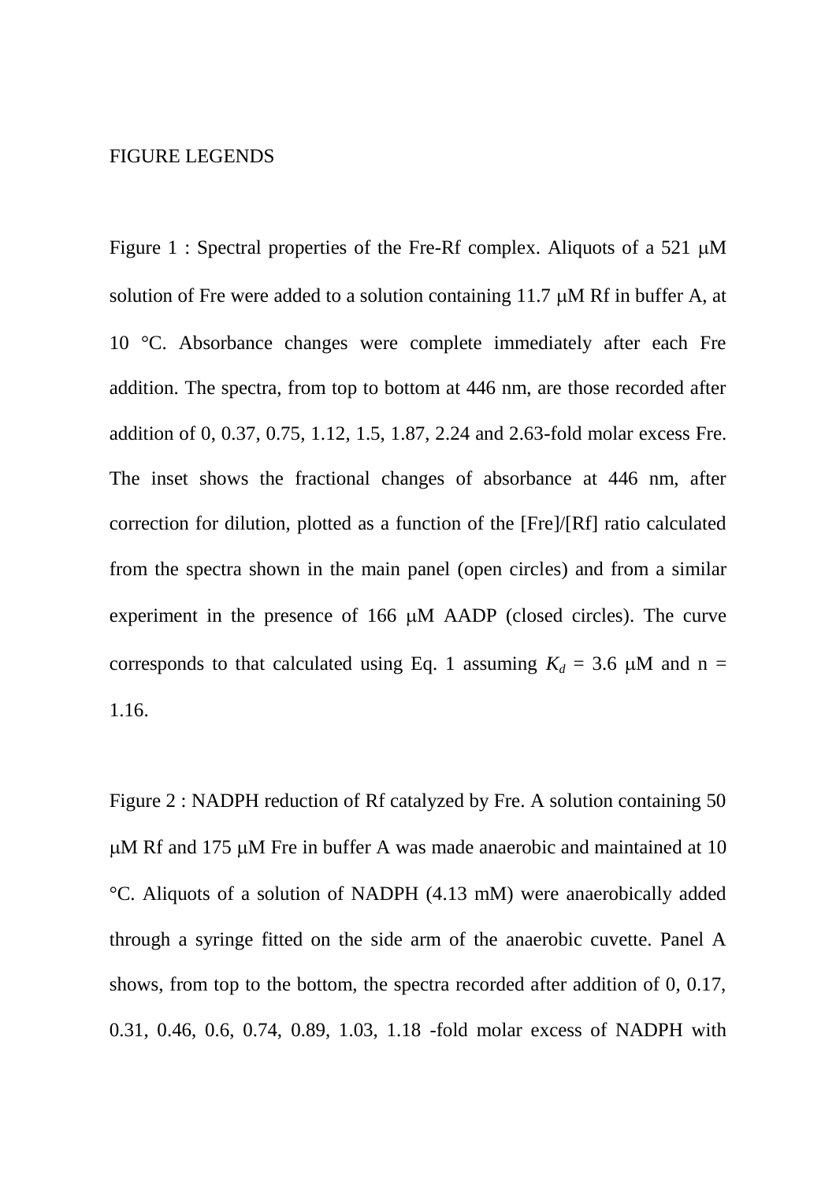FIGURE LEGENDS

Figure 1 : Spectral properties of the Fre-Rf complex. Aliquots of a 521 μM solution of Fre were added to a solution containing 11.7 μM Rf in buffer A, at 10 °C. Absorbance changes were complete immediately after each Fre addition. The spectra, from top to bottom at 446 nm, are those recorded after addition of 0, 0.37, 0.75, 1.12, 1.5, 1.87, 2.24 and 2.63-fold molar excess Fre. The inset shows the fractional changes of absorbance at 446 nm, after correction for dilution, plotted as a function of the [Fre]/[Rf] ratio calculated from the spectra shown in the main panel (open circles) and from a similar experiment in the presence of 166 μM AADP (closed circles). The curve corresponds to that calculated using Eq. 1 assuming $K_d$ = 3.6 μM and n = 1.16.

Figure 2 : NADPH reduction of Rf catalyzed by Fre. A solution containing 50 μM Rf and 175 μM Fre in buffer A was made anaerobic and maintained at 10 °C. Aliquots of a solution of NADPH (4.13 mM) were anaerobically added through a syringe fitted on the side arm of the anaerobic cuvette. Panel A shows, from top to the bottom, the spectra recorded after addition of 0, 0.17, 0.31, 0.46, 0.6, 0.74, 0.89, 1.03, 1.18 -fold molar excess of NADPH with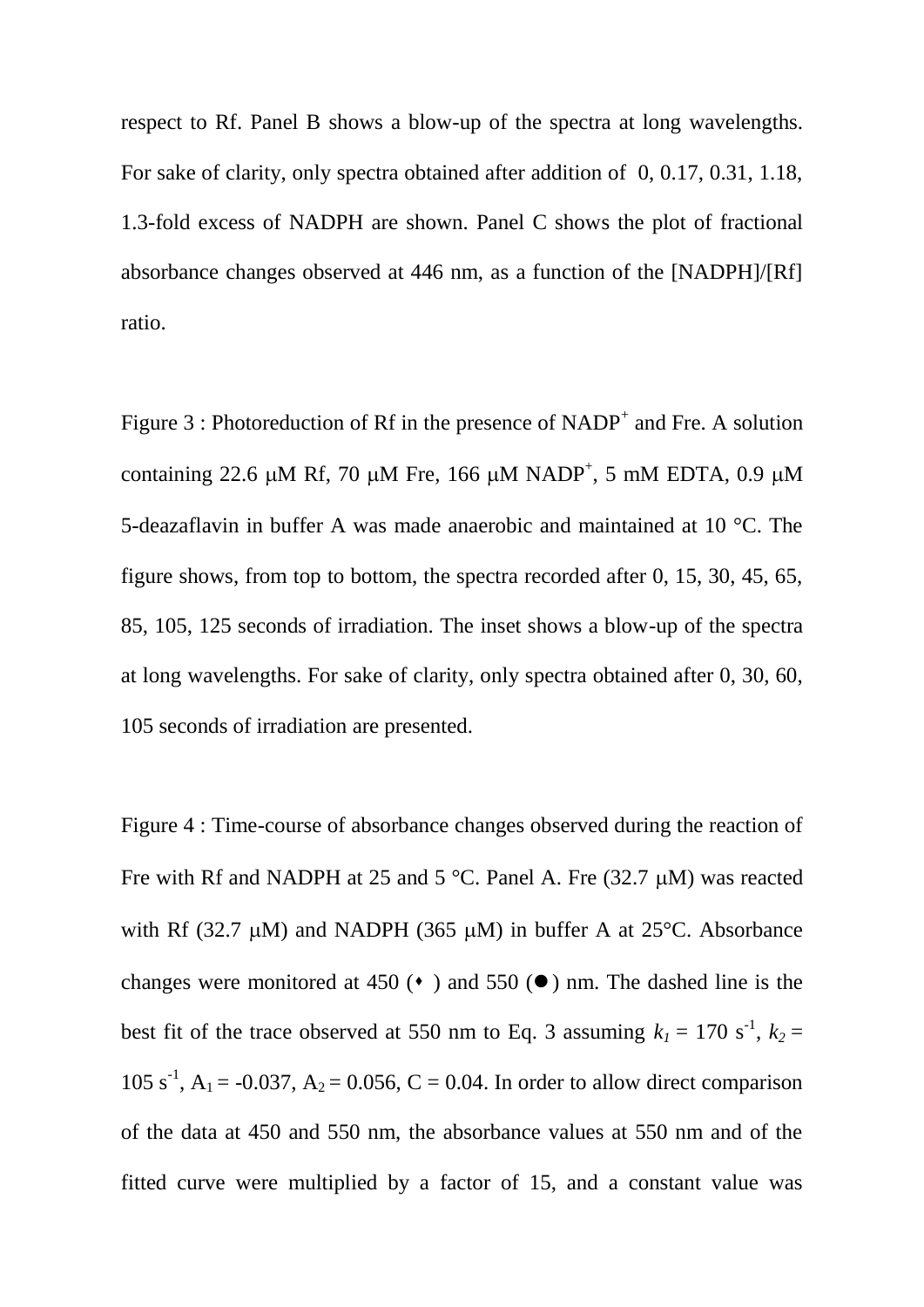respect to Rf. Panel B shows a blow-up of the spectra at long wavelengths. For sake of clarity, only spectra obtained after addition of 0, 0.17, 0.31, 1.18, 1.3-fold excess of NADPH are shown. Panel C shows the plot of fractional absorbance changes observed at 446 nm, as a function of the [NADPH]/[Rf] ratio.

Figure 3 : Photoreduction of Rf in the presence of $NADP^+$ and Fre. A solution containing 22.6 μM Rf, 70 μM Fre, 166 μM $NADP^+$, 5 mM EDTA, 0.9 μM 5-deazaflavin in buffer A was made anaerobic and maintained at 10 °C. The figure shows, from top to bottom, the spectra recorded after 0, 15, 30, 45, 65, 85, 105, 125 seconds of irradiation. The inset shows a blow-up of the spectra at long wavelengths. For sake of clarity, only spectra obtained after 0, 30, 60, 105 seconds of irradiation are presented.

Figure 4 : Time-course of absorbance changes observed during the reaction of Fre with Rf and NADPH at 25 and 5 °C. Panel A. Fre (32.7 μM) was reacted with Rf (32.7 μM) and NADPH (365 μM) in buffer A at 25°C. Absorbance changes were monitored at 450 (♦) and 550 (●) nm. The dashed line is the best fit of the trace observed at 550 nm to Eq. 3 assuming $k_1$ = 170 $s^{-1}$, $k_2$ = 105 $s^{-1}$, $A_1$ = -0.037, $A_2$ = 0.056, C = 0.04. In order to allow direct comparison of the data at 450 and 550 nm, the absorbance values at 550 nm and of the fitted curve were multiplied by a factor of 15, and a constant value was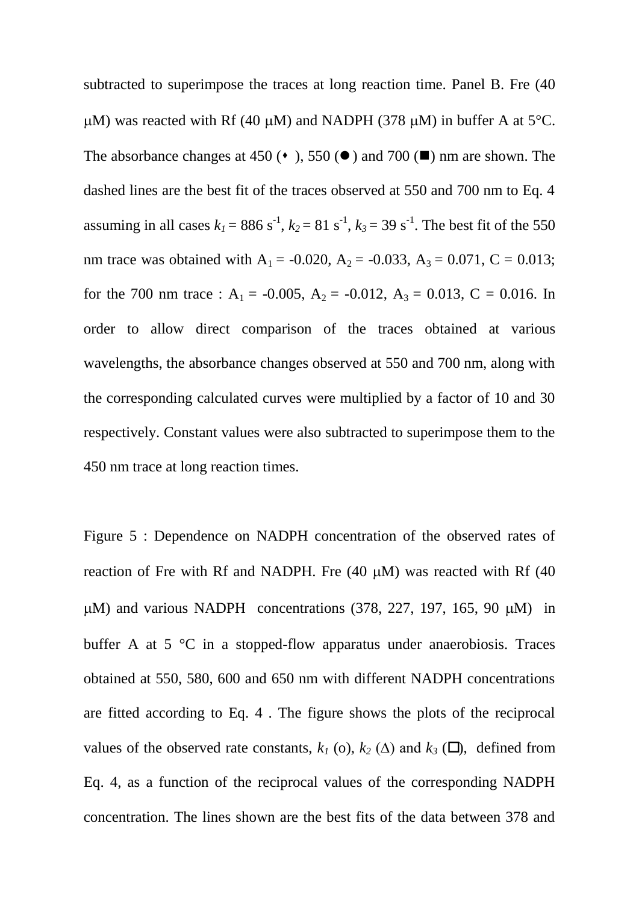subtracted to superimpose the traces at long reaction time. Panel B. Fre (40 μM) was reacted with Rf (40 μM) and NADPH (378 μM) in buffer A at 5°C. The absorbance changes at 450 (♦), 550 (●) and 700 (■) nm are shown. The dashed lines are the best fit of the traces observed at 550 and 700 nm to Eq. 4 assuming in all cases $k_1 = 886\ s^{-1}$, $k_2 = 81\ s^{-1}$, $k_3 = 39\ s^{-1}$. The best fit of the 550 nm trace was obtained with $A_1 = -0.020$, $A_2 = -0.033$, $A_3 = 0.071$, $C = 0.013$; for the 700 nm trace : $A_1 = -0.005$, $A_2 = -0.012$, $A_3 = 0.013$, $C = 0.016$. In order to allow direct comparison of the traces obtained at various wavelengths, the absorbance changes observed at 550 and 700 nm, along with the corresponding calculated curves were multiplied by a factor of 10 and 30 respectively. Constant values were also subtracted to superimpose them to the 450 nm trace at long reaction times.

Figure 5 : Dependence on NADPH concentration of the observed rates of reaction of Fre with Rf and NADPH. Fre (40 μM) was reacted with Rf (40 μM) and various NADPH concentrations (378, 227, 197, 165, 90 μM) in buffer A at 5 °C in a stopped-flow apparatus under anaerobiosis. Traces obtained at 550, 580, 600 and 650 nm with different NADPH concentrations are fitted according to Eq. 4 . The figure shows the plots of the reciprocal values of the observed rate constants, $k_1$ (o), $k_2$ (Δ) and $k_3$ (□), defined from Eq. 4, as a function of the reciprocal values of the corresponding NADPH concentration. The lines shown are the best fits of the data between 378 and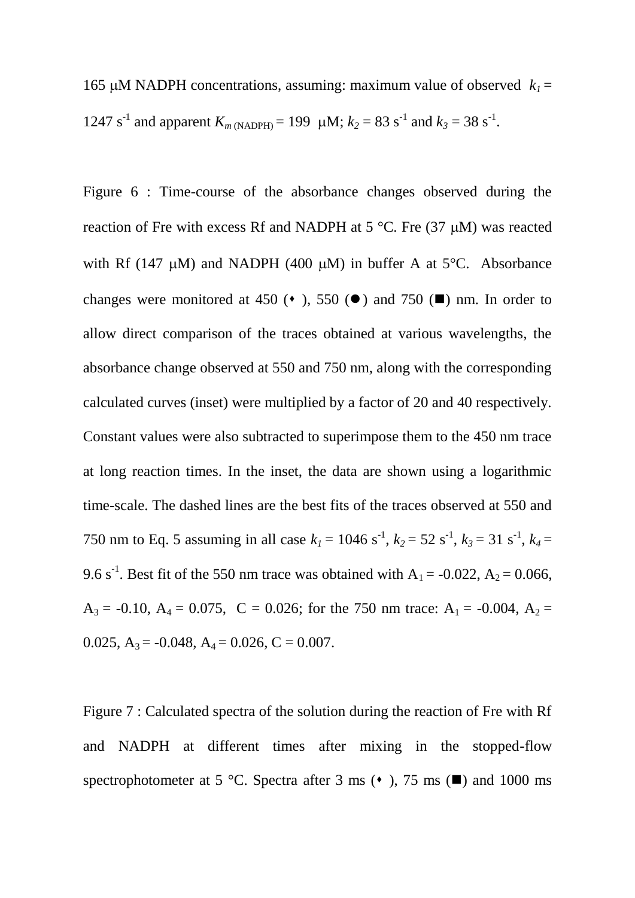165 μM NADPH concentrations, assuming: maximum value of observed $k_1$ = 1247 $s^{-1}$ and apparent $K_{m\,(NADPH)}$ = 199 μM; $k_2$ = 83 $s^{-1}$ and $k_3$ = 38 $s^{-1}$.

Figure 6 : Time-course of the absorbance changes observed during the reaction of Fre with excess Rf and NADPH at 5 °C. Fre (37 μM) was reacted with Rf (147 μM) and NADPH (400 μM) in buffer A at 5°C. Absorbance changes were monitored at 450 (♦), 550 (●) and 750 (■) nm. In order to allow direct comparison of the traces obtained at various wavelengths, the absorbance change observed at 550 and 750 nm, along with the corresponding calculated curves (inset) were multiplied by a factor of 20 and 40 respectively. Constant values were also subtracted to superimpose them to the 450 nm trace at long reaction times. In the inset, the data are shown using a logarithmic time-scale. The dashed lines are the best fits of the traces observed at 550 and 750 nm to Eq. 5 assuming in all case $k_1$ = 1046 $s^{-1}$, $k_2$ = 52 $s^{-1}$, $k_3$ = 31 $s^{-1}$, $k_4$ = 9.6 $s^{-1}$. Best fit of the 550 nm trace was obtained with $A_1$ = -0.022, $A_2$ = 0.066, $A_3$ = -0.10, $A_4$ = 0.075, C = 0.026; for the 750 nm trace: $A_1$ = -0.004, $A_2$ = 0.025, $A_3$ = -0.048, $A_4$ = 0.026, C = 0.007.

Figure 7 : Calculated spectra of the solution during the reaction of Fre with Rf and NADPH at different times after mixing in the stopped-flow spectrophotometer at 5 °C. Spectra after 3 ms (♦), 75 ms (■) and 1000 ms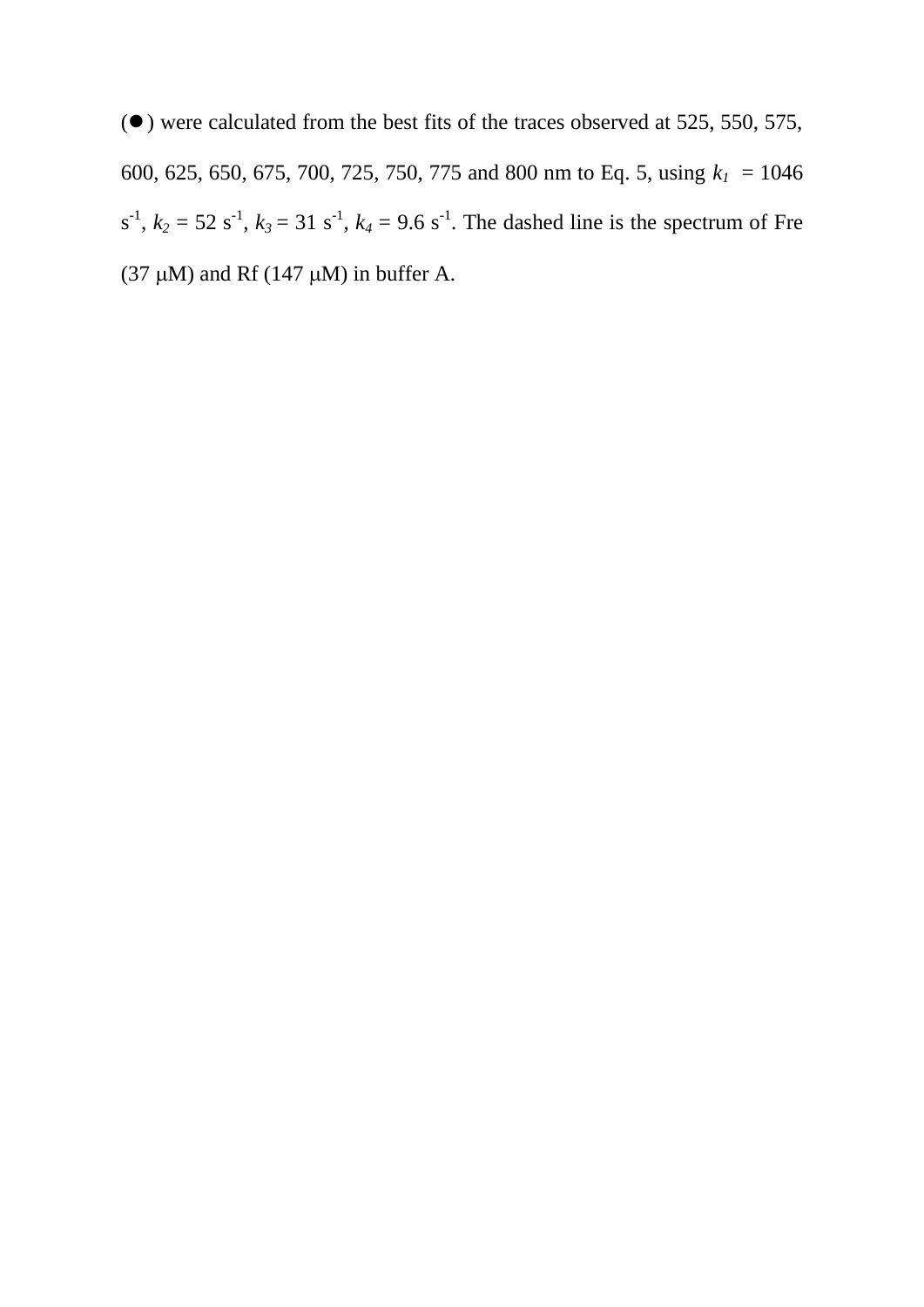(●) were calculated from the best fits of the traces observed at 525, 550, 575, 600, 625, 650, 675, 700, 725, 750, 775 and 800 nm to Eq. 5, using $k_1$ = 1046 $s^{-1}$, $k_2$ = 52 $s^{-1}$, $k_3$ = 31 $s^{-1}$, $k_4$ = 9.6 $s^{-1}$. The dashed line is the spectrum of Fre (37 μM) and Rf (147 μM) in buffer A.